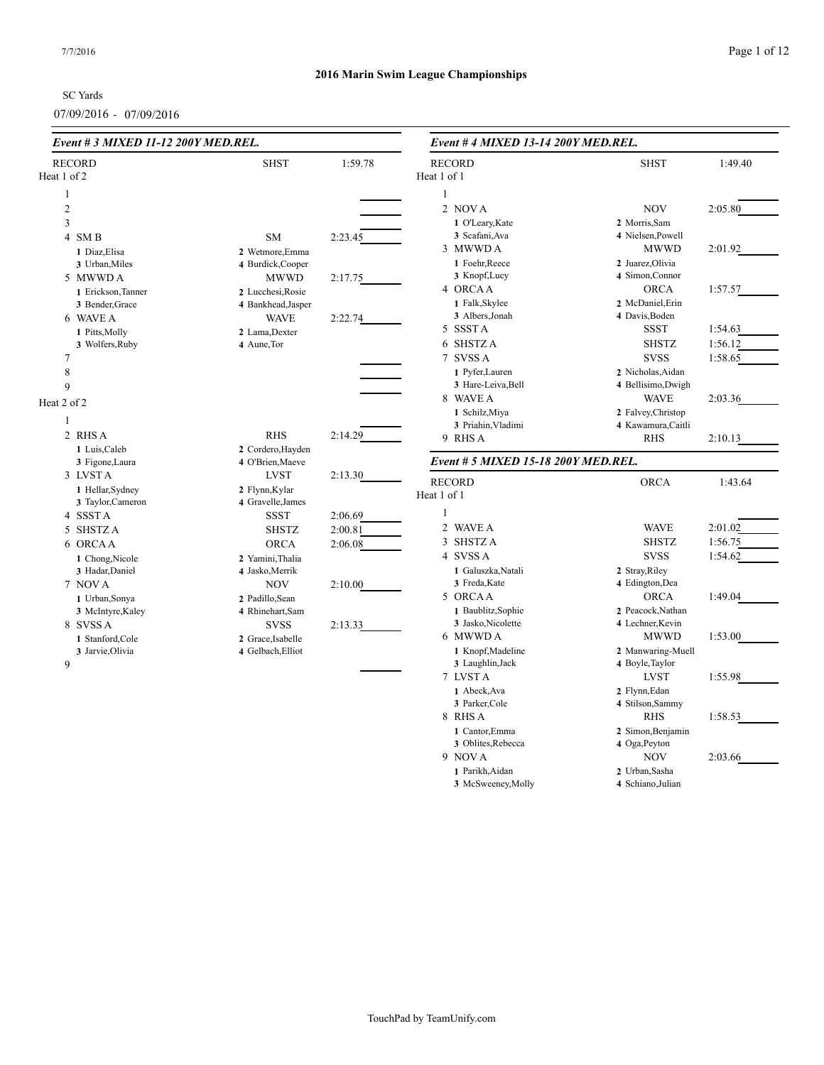# 2016 Marin Swim League Championships

SC Yards

07/09/2016 - 07/09/2016

## Event # 3 MIXED 11-12 200Y MED.REL.

RECORD SHST 1:59.78

### Heat 1 of 2

| Lane | Team | Relay | Seed Time |
|---|---|---|---|
| 1 | | | |
| 2 | | | |
| 3 | | | |
| 4 | SM B | SM | 2:23.45 |
| | 1 Diaz,Elisa; 2 Wetmore,Emma; 3 Urban,Miles; 4 Burdick,Cooper | | |
| 5 | MWWD A | MWWD | 2:17.75 |
| | 1 Erickson,Tanner; 2 Lucchesi,Rosie; 3 Bender,Grace; 4 Bankhead,Jasper | | |
| 6 | WAVE A | WAVE | 2:22.74 |
| | 1 Pitts,Molly; 2 Lama,Dexter; 3 Wolfers,Ruby; 4 Aune,Tor | | |
| 7 | | | |
| 8 | | | |
| 9 | | | |

### Heat 2 of 2

| Lane | Team | Relay | Seed Time |
|---|---|---|---|
| 1 | | | |
| 2 | RHS A | RHS | 2:14.29 |
| | 1 Luis,Caleb; 2 Cordero,Hayden; 3 Figone,Laura; 4 O'Brien,Maeve | | |
| 3 | LVST A | LVST | 2:13.30 |
| | 1 Hellar,Sydney; 2 Flynn,Kylar; 3 Taylor,Cameron; 4 Gravelle,James | | |
| 4 | SSST A | SSST | 2:06.69 |
| 5 | SHSTZ A | SHSTZ | 2:00.81 |
| 6 | ORCA A | ORCA | 2:06.08 |
| | 1 Chong,Nicole; 2 Yamini,Thalia; 3 Hadar,Daniel; 4 Jasko,Merrik | | |
| 7 | NOV A | NOV | 2:10.00 |
| | 1 Urban,Sonya; 2 Padillo,Sean; 3 McIntyre,Kaley; 4 Rhinehart,Sam | | |
| 8 | SVSS A | SVSS | 2:13.33 |
| | 1 Stanford,Cole; 2 Grace,Isabelle; 3 Jarvie,Olivia; 4 Gelbach,Elliot | | |
| 9 | | | |

## Event # 4 MIXED 13-14 200Y MED.REL.

RECORD SHST 1:49.40

### Heat 1 of 1

| Lane | Team | Relay | Seed Time |
|---|---|---|---|
| 1 | | | |
| 2 | NOV A | NOV | 2:05.80 |
| | 1 O'Leary,Kate; 2 Morris,Sam; 3 Scafani,Ava; 4 Nielsen,Powell | | |
| 3 | MWWD A | MWWD | 2:01.92 |
| | 1 Foehr,Reece; 2 Juarez,Olivia; 3 Knopf,Lucy; 4 Simon,Connor | | |
| 4 | ORCA A | ORCA | 1:57.57 |
| | 1 Falk,Skylee; 2 McDaniel,Erin; 3 Albers,Jonah; 4 Davis,Boden | | |
| 5 | SSST A | SSST | 1:54.63 |
| 6 | SHSTZ A | SHSTZ | 1:56.12 |
| 7 | SVSS A | SVSS | 1:58.65 |
| | 1 Pyfer,Lauren; 2 Nicholas,Aidan; 3 Hare-Leiva,Bell; 4 Bellisimo,Dwigh | | |
| 8 | WAVE A | WAVE | 2:03.36 |
| | 1 Schilz,Miya; 2 Falvey,Christop; 3 Priahin,Vladimi; 4 Kawamura,Caitli | | |
| 9 | RHS A | RHS | 2:10.13 |

## Event # 5 MIXED 15-18 200Y MED.REL.

RECORD ORCA 1:43.64

### Heat 1 of 1

| Lane | Team | Relay | Seed Time |
|---|---|---|---|
| 1 | | | |
| 2 | WAVE A | WAVE | 2:01.02 |
| 3 | SHSTZ A | SHSTZ | 1:56.75 |
| 4 | SVSS A | SVSS | 1:54.62 |
| | 1 Galuszka,Natali; 2 Stray,Riley; 3 Freda,Kate; 4 Edington,Dea | | |
| 5 | ORCA A | ORCA | 1:49.04 |
| | 1 Baublitz,Sophie; 2 Peacock,Nathan; 3 Jasko,Nicolette; 4 Lechner,Kevin | | |
| 6 | MWWD A | MWWD | 1:53.00 |
| | 1 Knopf,Madeline; 2 Manwaring-Muell; 3 Laughlin,Jack; 4 Boyle,Taylor | | |
| 7 | LVST A | LVST | 1:55.98 |
| | 1 Abeck,Ava; 2 Flynn,Edan; 3 Parker,Cole; 4 Stilson,Sammy | | |
| 8 | RHS A | RHS | 1:58.53 |
| | 1 Cantor,Emma; 2 Simon,Benjamin; 3 Oblites,Rebecca; 4 Oga,Peyton | | |
| 9 | NOV A | NOV | 2:03.66 |
| | 1 Parikh,Aidan; 2 Urban,Sasha; 3 McSweeney,Molly; 4 Schiano,Julian | | |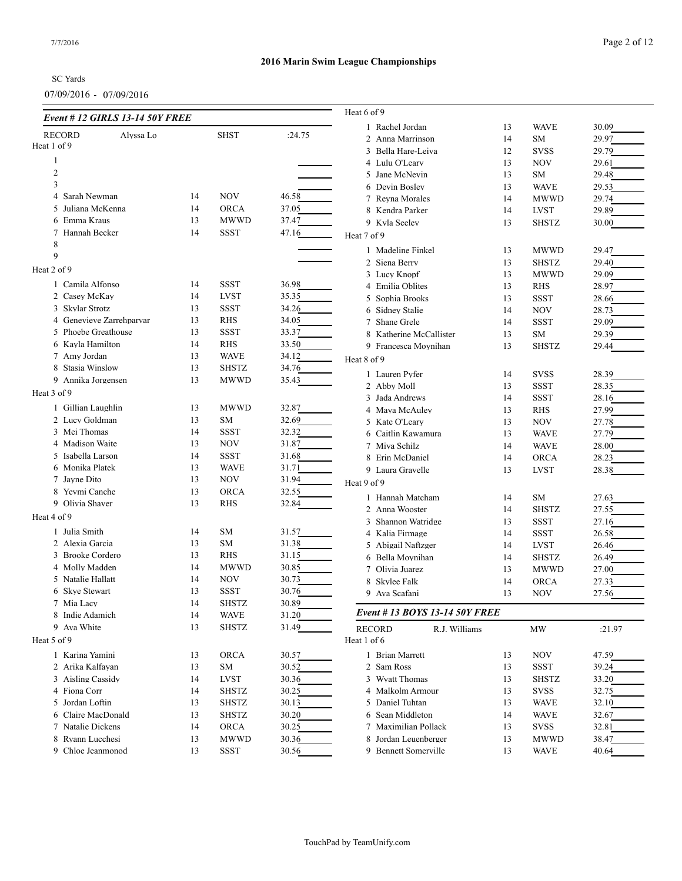## 2016 Marin Swim League Championships

SC Yards

07/09/2016 - 07/09/2016

### *Event # 12 GIRLS 13-14 50Y FREE*

| | | | | |
|---|---|---|---|---|
| RECORD | Alyssa Lo | | SHST | :24.75 |

Heat 1 of 9

| Lane | Name | Age | Team | Seed Time |
|---|---|---|---|---|
| 1 | | | | |
| 2 | | | | |
| 3 | | | | |
| 4 | Sarah Newman | 14 | NOV | 46.58 |
| 5 | Juliana McKenna | 14 | ORCA | 37.05 |
| 6 | Emma Kraus | 13 | MWWD | 37.47 |
| 7 | Hannah Becker | 14 | SSST | 47.16 |
| 8 | | | | |
| 9 | | | | |

Heat 2 of 9

| Lane | Name | Age | Team | Seed Time |
|---|---|---|---|---|
| 1 | Camila Alfonso | 14 | SSST | 36.98 |
| 2 | Casey McKay | 14 | LVST | 35.35 |
| 3 | Skylar Strotz | 13 | SSST | 34.26 |
| 4 | Genevieve Zarrehparvar | 13 | RHS | 34.05 |
| 5 | Phoebe Greathouse | 13 | SSST | 33.37 |
| 6 | Kayla Hamilton | 14 | RHS | 33.50 |
| 7 | Amy Jordan | 13 | WAVE | 34.12 |
| 8 | Stasia Winslow | 13 | SHSTZ | 34.76 |
| 9 | Annika Jorgensen | 13 | MWWD | 35.43 |

Heat 3 of 9

| Lane | Name | Age | Team | Seed Time |
|---|---|---|---|---|
| 1 | Gillian Laughlin | 13 | MWWD | 32.87 |
| 2 | Lucy Goldman | 13 | SM | 32.69 |
| 3 | Mei Thomas | 14 | SSST | 32.32 |
| 4 | Madison Waite | 13 | NOV | 31.87 |
| 5 | Isabella Larson | 14 | SSST | 31.68 |
| 6 | Monika Platek | 13 | WAVE | 31.71 |
| 7 | Jayne Dito | 13 | NOV | 31.94 |
| 8 | Yeymi Canche | 13 | ORCA | 32.55 |
| 9 | Olivia Shaver | 13 | RHS | 32.84 |

Heat 4 of 9

| Lane | Name | Age | Team | Seed Time |
|---|---|---|---|---|
| 1 | Julia Smith | 14 | SM | 31.57 |
| 2 | Alexia Garcia | 13 | SM | 31.38 |
| 3 | Brooke Cordero | 13 | RHS | 31.15 |
| 4 | Molly Madden | 14 | MWWD | 30.85 |
| 5 | Natalie Hallatt | 14 | NOV | 30.73 |
| 6 | Skye Stewart | 13 | SSST | 30.76 |
| 7 | Mia Lacy | 14 | SHSTZ | 30.89 |
| 8 | Indie Adamich | 14 | WAVE | 31.20 |
| 9 | Ava White | 13 | SHSTZ | 31.49 |

Heat 5 of 9

| Lane | Name | Age | Team | Seed Time |
|---|---|---|---|---|
| 1 | Karina Yamini | 13 | ORCA | 30.57 |
| 2 | Arika Kalfayan | 13 | SM | 30.52 |
| 3 | Aisling Cassidy | 14 | LVST | 30.36 |
| 4 | Fiona Corr | 14 | SHSTZ | 30.25 |
| 5 | Jordan Loftin | 13 | SHSTZ | 30.13 |
| 6 | Claire MacDonald | 13 | SHSTZ | 30.20 |
| 7 | Natalie Dickens | 14 | ORCA | 30.25 |
| 8 | Ryann Lucchesi | 13 | MWWD | 30.36 |
| 9 | Chloe Jeanmonod | 13 | SSST | 30.56 |

Heat 6 of 9

| Lane | Name | Age | Team | Seed Time |
|---|---|---|---|---|
| 1 | Rachel Jordan | 13 | WAVE | 30.09 |
| 2 | Anna Marrinson | 14 | SM | 29.97 |
| 3 | Bella Hare-Leiva | 12 | SVSS | 29.79 |
| 4 | Lulu O'Leary | 13 | NOV | 29.61 |
| 5 | Jane McNevin | 13 | SM | 29.48 |
| 6 | Devin Bosley | 13 | WAVE | 29.53 |
| 7 | Reyna Morales | 14 | MWWD | 29.74 |
| 8 | Kendra Parker | 14 | LVST | 29.89 |
| 9 | Kyla Seeley | 13 | SHSTZ | 30.00 |

Heat 7 of 9

| Lane | Name | Age | Team | Seed Time |
|---|---|---|---|---|
| 1 | Madeline Finkel | 13 | MWWD | 29.47 |
| 2 | Siena Berry | 13 | SHSTZ | 29.40 |
| 3 | Lucy Knopf | 13 | MWWD | 29.09 |
| 4 | Emilia Oblites | 13 | RHS | 28.97 |
| 5 | Sophia Brooks | 13 | SSST | 28.66 |
| 6 | Sidney Stalie | 14 | NOV | 28.73 |
| 7 | Shane Grele | 14 | SSST | 29.09 |
| 8 | Katherine McCallister | 13 | SM | 29.39 |
| 9 | Francesca Moynihan | 13 | SHSTZ | 29.44 |

Heat 8 of 9

| Lane | Name | Age | Team | Seed Time |
|---|---|---|---|---|
| 1 | Lauren Pyfer | 14 | SVSS | 28.39 |
| 2 | Abby Moll | 13 | SSST | 28.35 |
| 3 | Jada Andrews | 14 | SSST | 28.16 |
| 4 | Maya McAuley | 13 | RHS | 27.99 |
| 5 | Kate O'Leary | 13 | NOV | 27.78 |
| 6 | Caitlin Kawamura | 13 | WAVE | 27.79 |
| 7 | Miya Schilz | 14 | WAVE | 28.00 |
| 8 | Erin McDaniel | 14 | ORCA | 28.23 |
| 9 | Laura Gravelle | 13 | LVST | 28.38 |

Heat 9 of 9

| Lane | Name | Age | Team | Seed Time |
|---|---|---|---|---|
| 1 | Hannah Matcham | 14 | SM | 27.63 |
| 2 | Anna Wooster | 14 | SHSTZ | 27.55 |
| 3 | Shannon Watridge | 13 | SSST | 27.16 |
| 4 | Kalia Firmage | 14 | SSST | 26.58 |
| 5 | Abigail Naftzger | 14 | LVST | 26.46 |
| 6 | Bella Moynihan | 14 | SHSTZ | 26.49 |
| 7 | Olivia Juarez | 13 | MWWD | 27.00 |
| 8 | Skylee Falk | 14 | ORCA | 27.33 |
| 9 | Ava Scafani | 13 | NOV | 27.56 |

### *Event # 13 BOYS 13-14 50Y FREE*

| | | | | |
|---|---|---|---|---|
| RECORD | R.J. Williams | | MW | :21.97 |

Heat 1 of 6

| Lane | Name | Age | Team | Seed Time |
|---|---|---|---|---|
| 1 | Brian Marrett | 13 | NOV | 47.59 |
| 2 | Sam Ross | 13 | SSST | 39.24 |
| 3 | Wyatt Thomas | 13 | SHSTZ | 33.20 |
| 4 | Malkolm Armour | 13 | SVSS | 32.75 |
| 5 | Daniel Tuhtan | 13 | WAVE | 32.10 |
| 6 | Sean Middleton | 14 | WAVE | 32.67 |
| 7 | Maximilian Pollack | 13 | SVSS | 32.81 |
| 8 | Jordan Leuenberger | 13 | MWWD | 38.47 |
| 9 | Bennett Somerville | 13 | WAVE | 40.64 |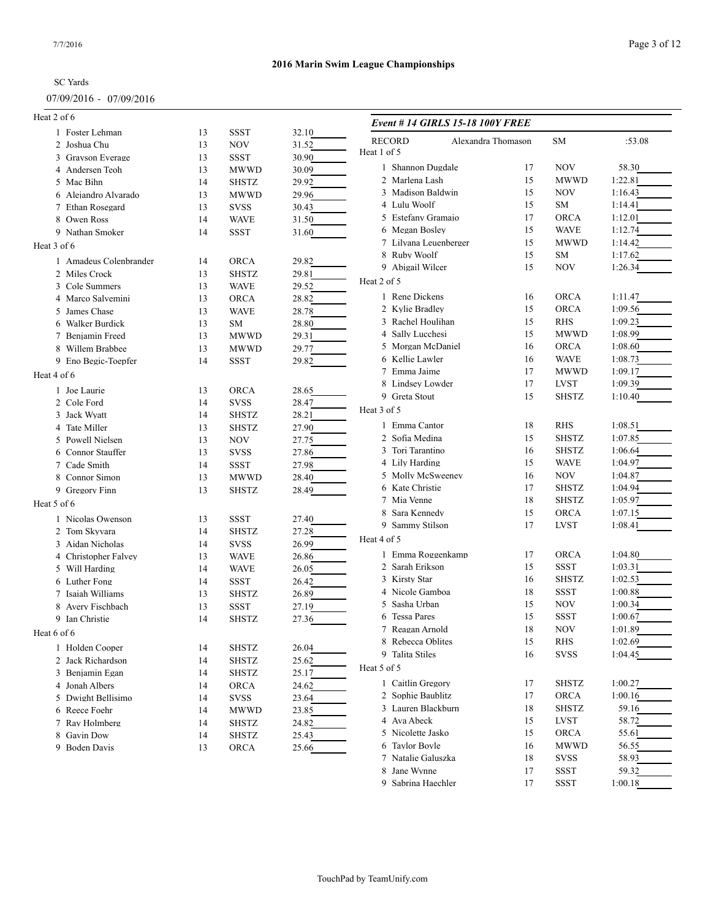## 2016 Marin Swim League Championships

SC Yards

07/09/2016 - 07/09/2016

Heat 2 of 6

| Lane | Name | Age | Team | Seed Time |
|---|---|---|---|---|
| 1 | Foster Lehman | 13 | SSST | 32.10 |
| 2 | Joshua Chu | 13 | NOV | 31.52 |
| 3 | Grayson Everage | 13 | SSST | 30.90 |
| 4 | Andersen Teoh | 13 | MWWD | 30.09 |
| 5 | Mac Bihn | 14 | SHSTZ | 29.92 |
| 6 | Alejandro Alvarado | 13 | MWWD | 29.96 |
| 7 | Ethan Rosegard | 13 | SVSS | 30.43 |
| 8 | Owen Ross | 14 | WAVE | 31.50 |
| 9 | Nathan Smoker | 14 | SSST | 31.60 |

Heat 3 of 6

| Lane | Name | Age | Team | Seed Time |
|---|---|---|---|---|
| 1 | Amadeus Colenbrander | 14 | ORCA | 29.82 |
| 2 | Miles Crock | 13 | SHSTZ | 29.81 |
| 3 | Cole Summers | 13 | WAVE | 29.52 |
| 4 | Marco Salvemini | 13 | ORCA | 28.82 |
| 5 | James Chase | 13 | WAVE | 28.78 |
| 6 | Walker Burdick | 13 | SM | 28.80 |
| 7 | Benjamin Freed | 13 | MWWD | 29.31 |
| 8 | Willem Brabbee | 13 | MWWD | 29.77 |
| 9 | Eno Begic-Toepfer | 14 | SSST | 29.82 |

Heat 4 of 6

| Lane | Name | Age | Team | Seed Time |
|---|---|---|---|---|
| 1 | Joe Laurie | 13 | ORCA | 28.65 |
| 2 | Cole Ford | 14 | SVSS | 28.47 |
| 3 | Jack Wyatt | 14 | SHSTZ | 28.21 |
| 4 | Tate Miller | 13 | SHSTZ | 27.90 |
| 5 | Powell Nielsen | 13 | NOV | 27.75 |
| 6 | Connor Stauffer | 13 | SVSS | 27.86 |
| 7 | Cade Smith | 14 | SSST | 27.98 |
| 8 | Connor Simon | 13 | MWWD | 28.40 |
| 9 | Gregory Finn | 13 | SHSTZ | 28.49 |

Heat 5 of 6

| Lane | Name | Age | Team | Seed Time |
|---|---|---|---|---|
| 1 | Nicolas Owenson | 13 | SSST | 27.40 |
| 2 | Tom Skyvara | 14 | SHSTZ | 27.28 |
| 3 | Aidan Nicholas | 14 | SVSS | 26.99 |
| 4 | Christopher Falvey | 13 | WAVE | 26.86 |
| 5 | Will Harding | 14 | WAVE | 26.05 |
| 6 | Luther Fong | 14 | SSST | 26.42 |
| 7 | Isaiah Williams | 13 | SHSTZ | 26.89 |
| 8 | Avery Fischbach | 13 | SSST | 27.19 |
| 9 | Ian Christie | 14 | SHSTZ | 27.36 |

Heat 6 of 6

| Lane | Name | Age | Team | Seed Time |
|---|---|---|---|---|
| 1 | Holden Cooper | 14 | SHSTZ | 26.04 |
| 2 | Jack Richardson | 14 | SHSTZ | 25.62 |
| 3 | Benjamin Egan | 14 | SHSTZ | 25.17 |
| 4 | Jonah Albers | 14 | ORCA | 24.62 |
| 5 | Dwight Bellisimo | 14 | SVSS | 23.64 |
| 6 | Reece Foehr | 14 | MWWD | 23.85 |
| 7 | Ray Holmberg | 14 | SHSTZ | 24.82 |
| 8 | Gavin Dow | 14 | SHSTZ | 25.43 |
| 9 | Boden Davis | 13 | ORCA | 25.66 |

### *Event # 14 GIRLS 15-18 100Y FREE*

RECORD Alexandra Thomason SM :53.08

Heat 1 of 5

| Lane | Name | Age | Team | Seed Time |
|---|---|---|---|---|
| 1 | Shannon Dugdale | 17 | NOV | 58.30 |
| 2 | Marlena Lash | 15 | MWWD | 1:22.81 |
| 3 | Madison Baldwin | 15 | NOV | 1:16.43 |
| 4 | Lulu Woolf | 15 | SM | 1:14.41 |
| 5 | Estefany Gramajo | 17 | ORCA | 1:12.01 |
| 6 | Megan Bosley | 15 | WAVE | 1:12.74 |
| 7 | Lilyana Leuenberger | 15 | MWWD | 1:14.42 |
| 8 | Ruby Woolf | 15 | SM | 1:17.62 |
| 9 | Abigail Wilcer | 15 | NOV | 1:26.34 |

Heat 2 of 5

| Lane | Name | Age | Team | Seed Time |
|---|---|---|---|---|
| 1 | Rene Dickens | 16 | ORCA | 1:11.47 |
| 2 | Kylie Bradley | 15 | ORCA | 1:09.56 |
| 3 | Rachel Houlihan | 15 | RHS | 1:09.23 |
| 4 | Sally Lucchesi | 15 | MWWD | 1:08.99 |
| 5 | Morgan McDaniel | 16 | ORCA | 1:08.60 |
| 6 | Kellie Lawler | 16 | WAVE | 1:08.73 |
| 7 | Emma Jaime | 17 | MWWD | 1:09.17 |
| 8 | Lindsey Lowder | 17 | LVST | 1:09.39 |
| 9 | Greta Stout | 15 | SHSTZ | 1:10.40 |

Heat 3 of 5

| Lane | Name | Age | Team | Seed Time |
|---|---|---|---|---|
| 1 | Emma Cantor | 18 | RHS | 1:08.51 |
| 2 | Sofia Medina | 15 | SHSTZ | 1:07.85 |
| 3 | Tori Tarantino | 16 | SHSTZ | 1:06.64 |
| 4 | Lily Harding | 15 | WAVE | 1:04.97 |
| 5 | Molly McSweeney | 16 | NOV | 1:04.87 |
| 6 | Kate Christie | 17 | SHSTZ | 1:04.94 |
| 7 | Mia Venne | 18 | SHSTZ | 1:05.97 |
| 8 | Sara Kennedy | 15 | ORCA | 1:07.15 |
| 9 | Sammy Stilson | 17 | LVST | 1:08.41 |

Heat 4 of 5

| Lane | Name | Age | Team | Seed Time |
|---|---|---|---|---|
| 1 | Emma Roggenkamp | 17 | ORCA | 1:04.80 |
| 2 | Sarah Erikson | 15 | SSST | 1:03.31 |
| 3 | Kirsty Star | 16 | SHSTZ | 1:02.53 |
| 4 | Nicole Gamboa | 18 | SSST | 1:00.88 |
| 5 | Sasha Urban | 15 | NOV | 1:00.34 |
| 6 | Tessa Pares | 15 | SSST | 1:00.67 |
| 7 | Reagan Arnold | 18 | NOV | 1:01.89 |
| 8 | Rebecca Oblites | 15 | RHS | 1:02.69 |
| 9 | Talita Stiles | 16 | SVSS | 1:04.45 |

Heat 5 of 5

| Lane | Name | Age | Team | Seed Time |
|---|---|---|---|---|
| 1 | Caitlin Gregory | 17 | SHSTZ | 1:00.27 |
| 2 | Sophie Baublitz | 17 | ORCA | 1:00.16 |
| 3 | Lauren Blackburn | 18 | SHSTZ | 59.16 |
| 4 | Ava Abeck | 15 | LVST | 58.72 |
| 5 | Nicolette Jasko | 15 | ORCA | 55.61 |
| 6 | Taylor Boyle | 16 | MWWD | 56.55 |
| 7 | Natalie Galuszka | 18 | SVSS | 58.93 |
| 8 | Jane Wynne | 17 | SSST | 59.32 |
| 9 | Sabrina Haechler | 17 | SSST | 1:00.18 |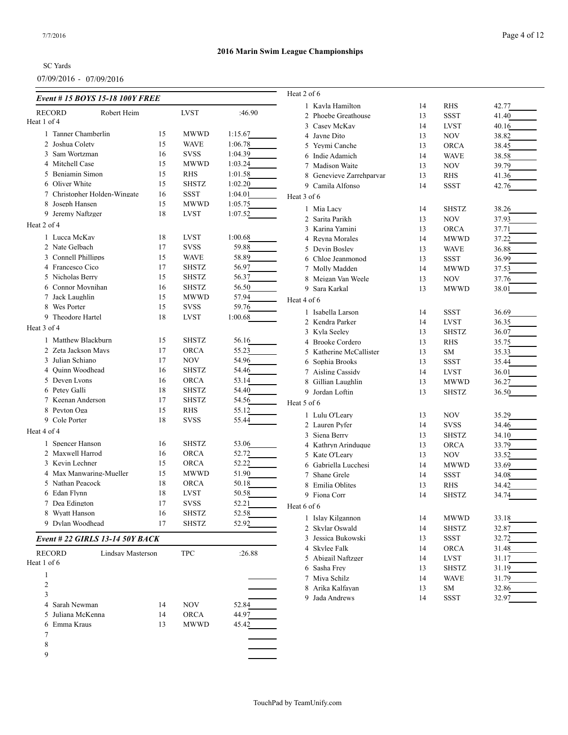## 2016 Marin Swim League Championships

SC Yards

07/09/2016 - 07/09/2016

### *Event # 15 BOYS 15-18 100Y FREE*

| RECORD | Robert Heim | | LVST | :46.90 |
|---|---|---|---|---|

**Heat 1 of 4**

| Lane | Name | Age | Team | Seed Time |
|---|---|---|---|---|
| 1 | Tanner Chamberlin | 15 | MWWD | 1:15.67 |
| 2 | Joshua Colety | 15 | WAVE | 1:06.78 |
| 3 | Sam Wortzman | 16 | SVSS | 1:04.39 |
| 4 | Mitchell Case | 15 | MWWD | 1:03.24 |
| 5 | Benjamin Simon | 15 | RHS | 1:01.58 |
| 6 | Oliver White | 15 | SHSTZ | 1:02.20 |
| 7 | Christopher Holden-Wingate | 16 | SSST | 1:04.01 |
| 8 | Joseph Hansen | 15 | MWWD | 1:05.75 |
| 9 | Jeremy Naftzger | 18 | LVST | 1:07.52 |

**Heat 2 of 4**

| Lane | Name | Age | Team | Seed Time |
|---|---|---|---|---|
| 1 | Lucca McKay | 18 | LVST | 1:00.68 |
| 2 | Nate Gelbach | 17 | SVSS | 59.88 |
| 3 | Connell Phillipps | 15 | WAVE | 58.89 |
| 4 | Francesco Cico | 17 | SHSTZ | 56.97 |
| 5 | Nicholas Berry | 15 | SHSTZ | 56.37 |
| 6 | Connor Moynihan | 16 | SHSTZ | 56.50 |
| 7 | Jack Laughlin | 15 | MWWD | 57.94 |
| 8 | Wes Porter | 15 | SVSS | 59.76 |
| 9 | Theodore Hartel | 18 | LVST | 1:00.68 |

**Heat 3 of 4**

| Lane | Name | Age | Team | Seed Time |
|---|---|---|---|---|
| 1 | Matthew Blackburn | 15 | SHSTZ | 56.16 |
| 2 | Zeta Jackson Mays | 17 | ORCA | 55.23 |
| 3 | Julian Schiano | 17 | NOV | 54.96 |
| 4 | Quinn Woodhead | 16 | SHSTZ | 54.46 |
| 5 | Deven Lyons | 16 | ORCA | 53.14 |
| 6 | Petey Galli | 18 | SHSTZ | 54.40 |
| 7 | Keenan Anderson | 17 | SHSTZ | 54.56 |
| 8 | Peyton Oga | 15 | RHS | 55.12 |
| 9 | Cole Porter | 18 | SVSS | 55.44 |

**Heat 4 of 4**

| Lane | Name | Age | Team | Seed Time |
|---|---|---|---|---|
| 1 | Spencer Hanson | 16 | SHSTZ | 53.06 |
| 2 | Maxwell Harrod | 16 | ORCA | 52.72 |
| 3 | Kevin Lechner | 15 | ORCA | 52.22 |
| 4 | Max Manwaring-Mueller | 15 | MWWD | 51.90 |
| 5 | Nathan Peacock | 18 | ORCA | 50.18 |
| 6 | Edan Flynn | 18 | LVST | 50.58 |
| 7 | Dea Edington | 17 | SVSS | 52.21 |
| 8 | Wyatt Hanson | 16 | SHSTZ | 52.58 |
| 9 | Dylan Woodhead | 17 | SHSTZ | 52.92 |

### *Event # 22 GIRLS 13-14 50Y BACK*

| RECORD | Lindsay Masterson | | TPC | :26.88 |
|---|---|---|---|---|

**Heat 1 of 6**

| Lane | Name | Age | Team | Seed Time |
|---|---|---|---|---|
| 1 | | | | |
| 2 | | | | |
| 3 | | | | |
| 4 | Sarah Newman | 14 | NOV | 52.84 |
| 5 | Juliana McKenna | 14 | ORCA | 44.97 |
| 6 | Emma Kraus | 13 | MWWD | 45.42 |
| 7 | | | | |
| 8 | | | | |
| 9 | | | | |

**Heat 2 of 6**

| Lane | Name | Age | Team | Seed Time |
|---|---|---|---|---|
| 1 | Kayla Hamilton | 14 | RHS | 42.77 |
| 2 | Phoebe Greathouse | 13 | SSST | 41.40 |
| 3 | Casey McKay | 14 | LVST | 40.16 |
| 4 | Jayne Dito | 13 | NOV | 38.82 |
| 5 | Yeymi Canche | 13 | ORCA | 38.45 |
| 6 | Indie Adamich | 14 | WAVE | 38.58 |
| 7 | Madison Waite | 13 | NOV | 39.79 |
| 8 | Genevieve Zarrehparvar | 13 | RHS | 41.36 |
| 9 | Camila Alfonso | 14 | SSST | 42.76 |

**Heat 3 of 6**

| Lane | Name | Age | Team | Seed Time |
|---|---|---|---|---|
| 1 | Mia Lacy | 14 | SHSTZ | 38.26 |
| 2 | Sarita Parikh | 13 | NOV | 37.93 |
| 3 | Karina Yamini | 13 | ORCA | 37.71 |
| 4 | Reyna Morales | 14 | MWWD | 37.22 |
| 5 | Devin Bosley | 13 | WAVE | 36.88 |
| 6 | Chloe Jeanmonod | 13 | SSST | 36.99 |
| 7 | Molly Madden | 14 | MWWD | 37.53 |
| 8 | Meigan Van Weele | 13 | NOV | 37.76 |
| 9 | Sara Karkal | 13 | MWWD | 38.01 |

**Heat 4 of 6**

| Lane | Name | Age | Team | Seed Time |
|---|---|---|---|---|
| 1 | Isabella Larson | 14 | SSST | 36.69 |
| 2 | Kendra Parker | 14 | LVST | 36.35 |
| 3 | Kyla Seeley | 13 | SHSTZ | 36.07 |
| 4 | Brooke Cordero | 13 | RHS | 35.75 |
| 5 | Katherine McCallister | 13 | SM | 35.33 |
| 6 | Sophia Brooks | 13 | SSST | 35.44 |
| 7 | Aisling Cassidy | 14 | LVST | 36.01 |
| 8 | Gillian Laughlin | 13 | MWWD | 36.27 |
| 9 | Jordan Loftin | 13 | SHSTZ | 36.50 |

**Heat 5 of 6**

| Lane | Name | Age | Team | Seed Time |
|---|---|---|---|---|
| 1 | Lulu O'Leary | 13 | NOV | 35.29 |
| 2 | Lauren Pyfer | 14 | SVSS | 34.46 |
| 3 | Siena Berry | 13 | SHSTZ | 34.10 |
| 4 | Kathryn Arinduque | 13 | ORCA | 33.79 |
| 5 | Kate O'Leary | 13 | NOV | 33.52 |
| 6 | Gabriella Lucchesi | 14 | MWWD | 33.69 |
| 7 | Shane Grele | 14 | SSST | 34.08 |
| 8 | Emilia Oblites | 13 | RHS | 34.42 |
| 9 | Fiona Corr | 14 | SHSTZ | 34.74 |

**Heat 6 of 6**

| Lane | Name | Age | Team | Seed Time |
|---|---|---|---|---|
| 1 | Islay Kilgannon | 14 | MWWD | 33.18 |
| 2 | Skylar Oswald | 14 | SHSTZ | 32.87 |
| 3 | Jessica Bukowski | 13 | SSST | 32.72 |
| 4 | Skylee Falk | 14 | ORCA | 31.48 |
| 5 | Abigail Naftzger | 14 | LVST | 31.17 |
| 6 | Sasha Frey | 13 | SHSTZ | 31.19 |
| 7 | Miya Schilz | 14 | WAVE | 31.79 |
| 8 | Arika Kalfayan | 13 | SM | 32.86 |
| 9 | Jada Andrews | 14 | SSST | 32.97 |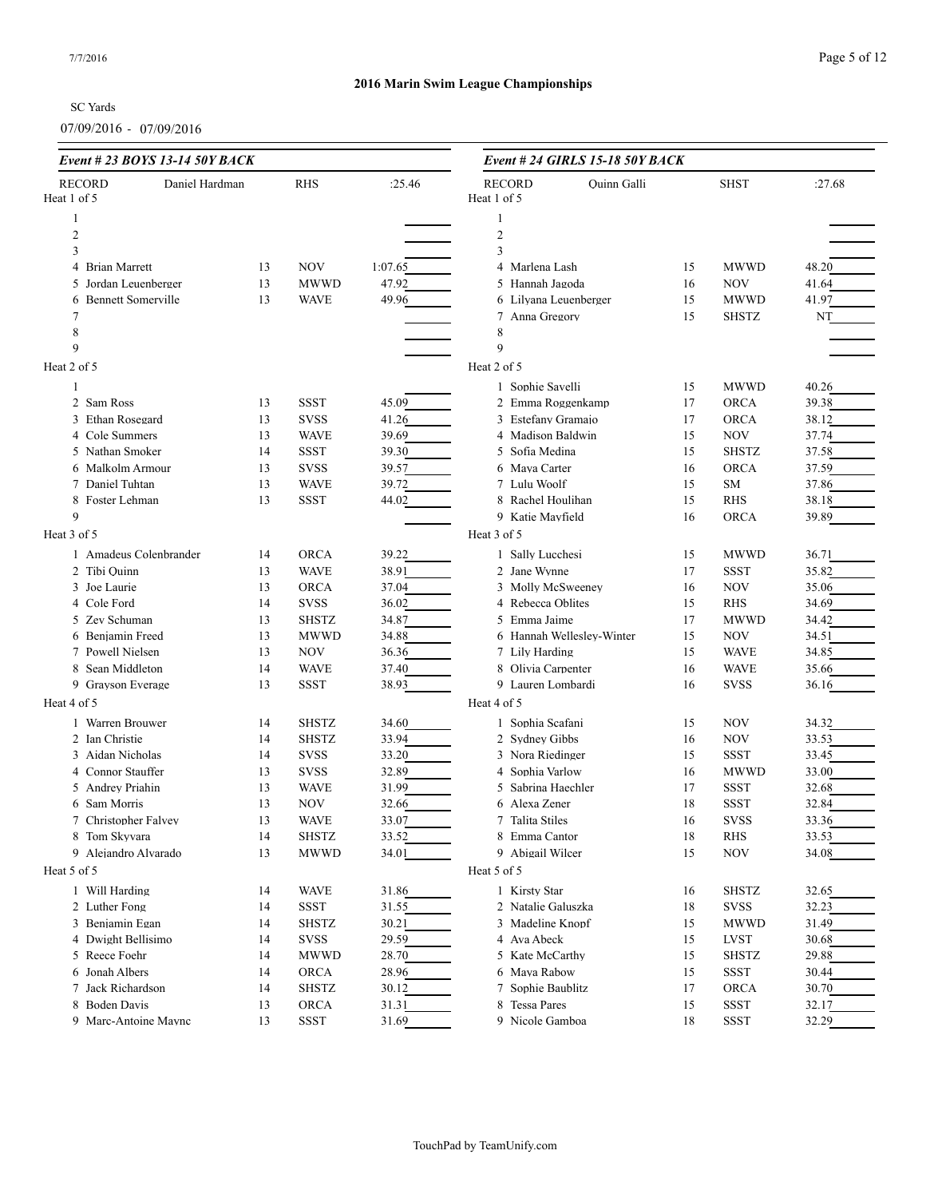## 2016 Marin Swim League Championships

SC Yards

07/09/2016 - 07/09/2016

### Event # 23 BOYS 13-14 50Y BACK

RECORD Daniel Hardman RHS :25.46

**Heat 1 of 5**

| Lane | Name | Age | Team | Seed Time |
|---|---|---|---|---|
| 1 | | | | |
| 2 | | | | |
| 3 | | | | |
| 4 | Brian Marrett | 13 | NOV | 1:07.65 |
| 5 | Jordan Leuenberger | 13 | MWWD | 47.92 |
| 6 | Bennett Somerville | 13 | WAVE | 49.96 |
| 7 | | | | |
| 8 | | | | |
| 9 | | | | |

**Heat 2 of 5**

| Lane | Name | Age | Team | Seed Time |
|---|---|---|---|---|
| 1 | | | | |
| 2 | Sam Ross | 13 | SSST | 45.09 |
| 3 | Ethan Rosegard | 13 | SVSS | 41.26 |
| 4 | Cole Summers | 13 | WAVE | 39.69 |
| 5 | Nathan Smoker | 14 | SSST | 39.30 |
| 6 | Malkolm Armour | 13 | SVSS | 39.57 |
| 7 | Daniel Tuhtan | 13 | WAVE | 39.72 |
| 8 | Foster Lehman | 13 | SSST | 44.02 |
| 9 | | | | |

**Heat 3 of 5**

| Lane | Name | Age | Team | Seed Time |
|---|---|---|---|---|
| 1 | Amadeus Colenbrander | 14 | ORCA | 39.22 |
| 2 | Tibi Quinn | 13 | WAVE | 38.91 |
| 3 | Joe Laurie | 13 | ORCA | 37.04 |
| 4 | Cole Ford | 14 | SVSS | 36.02 |
| 5 | Zev Schuman | 13 | SHSTZ | 34.87 |
| 6 | Benjamin Freed | 13 | MWWD | 34.88 |
| 7 | Powell Nielsen | 13 | NOV | 36.36 |
| 8 | Sean Middleton | 14 | WAVE | 37.40 |
| 9 | Grayson Everage | 13 | SSST | 38.93 |

**Heat 4 of 5**

| Lane | Name | Age | Team | Seed Time |
|---|---|---|---|---|
| 1 | Warren Brouwer | 14 | SHSTZ | 34.60 |
| 2 | Ian Christie | 14 | SHSTZ | 33.94 |
| 3 | Aidan Nicholas | 14 | SVSS | 33.20 |
| 4 | Connor Stauffer | 13 | SVSS | 32.89 |
| 5 | Andrey Priahin | 13 | WAVE | 31.99 |
| 6 | Sam Morris | 13 | NOV | 32.66 |
| 7 | Christopher Falvey | 13 | WAVE | 33.07 |
| 8 | Tom Skyvara | 14 | SHSTZ | 33.52 |
| 9 | Alejandro Alvarado | 13 | MWWD | 34.01 |

**Heat 5 of 5**

| Lane | Name | Age | Team | Seed Time |
|---|---|---|---|---|
| 1 | Will Harding | 14 | WAVE | 31.86 |
| 2 | Luther Fong | 14 | SSST | 31.55 |
| 3 | Benjamin Egan | 14 | SHSTZ | 30.21 |
| 4 | Dwight Bellisimo | 14 | SVSS | 29.59 |
| 5 | Reece Foehr | 14 | MWWD | 28.70 |
| 6 | Jonah Albers | 14 | ORCA | 28.96 |
| 7 | Jack Richardson | 14 | SHSTZ | 30.12 |
| 8 | Boden Davis | 13 | ORCA | 31.31 |
| 9 | Marc-Antoine Maync | 13 | SSST | 31.69 |

### Event # 24 GIRLS 15-18 50Y BACK

RECORD Quinn Galli SHST :27.68

**Heat 1 of 5**

| Lane | Name | Age | Team | Seed Time |
|---|---|---|---|---|
| 1 | | | | |
| 2 | | | | |
| 3 | | | | |
| 4 | Marlena Lash | 15 | MWWD | 48.20 |
| 5 | Hannah Jagoda | 16 | NOV | 41.64 |
| 6 | Lilyana Leuenberger | 15 | MWWD | 41.97 |
| 7 | Anna Gregory | 15 | SHSTZ | NT |
| 8 | | | | |
| 9 | | | | |

**Heat 2 of 5**

| Lane | Name | Age | Team | Seed Time |
|---|---|---|---|---|
| 1 | Sophie Savelli | 15 | MWWD | 40.26 |
| 2 | Emma Roggenkamp | 17 | ORCA | 39.38 |
| 3 | Estefany Gramajo | 17 | ORCA | 38.12 |
| 4 | Madison Baldwin | 15 | NOV | 37.74 |
| 5 | Sofia Medina | 15 | SHSTZ | 37.58 |
| 6 | Maya Carter | 16 | ORCA | 37.59 |
| 7 | Lulu Woolf | 15 | SM | 37.86 |
| 8 | Rachel Houlihan | 15 | RHS | 38.18 |
| 9 | Katie Mayfield | 16 | ORCA | 39.89 |

**Heat 3 of 5**

| Lane | Name | Age | Team | Seed Time |
|---|---|---|---|---|
| 1 | Sally Lucchesi | 15 | MWWD | 36.71 |
| 2 | Jane Wynne | 17 | SSST | 35.82 |
| 3 | Molly McSweeney | 16 | NOV | 35.06 |
| 4 | Rebecca Oblites | 15 | RHS | 34.69 |
| 5 | Emma Jaime | 17 | MWWD | 34.42 |
| 6 | Hannah Wellesley-Winter | 15 | NOV | 34.51 |
| 7 | Lily Harding | 15 | WAVE | 34.85 |
| 8 | Olivia Carpenter | 16 | WAVE | 35.66 |
| 9 | Lauren Lombardi | 16 | SVSS | 36.16 |

**Heat 4 of 5**

| Lane | Name | Age | Team | Seed Time |
|---|---|---|---|---|
| 1 | Sophia Scafani | 15 | NOV | 34.32 |
| 2 | Sydney Gibbs | 16 | NOV | 33.53 |
| 3 | Nora Riedinger | 15 | SSST | 33.45 |
| 4 | Sophia Varlow | 16 | MWWD | 33.00 |
| 5 | Sabrina Haechler | 17 | SSST | 32.68 |
| 6 | Alexa Zener | 18 | SSST | 32.84 |
| 7 | Talita Stiles | 16 | SVSS | 33.36 |
| 8 | Emma Cantor | 18 | RHS | 33.53 |
| 9 | Abigail Wilcer | 15 | NOV | 34.08 |

**Heat 5 of 5**

| Lane | Name | Age | Team | Seed Time |
|---|---|---|---|---|
| 1 | Kirsty Star | 16 | SHSTZ | 32.65 |
| 2 | Natalie Galuszka | 18 | SVSS | 32.23 |
| 3 | Madeline Knopf | 15 | MWWD | 31.49 |
| 4 | Ava Abeck | 15 | LVST | 30.68 |
| 5 | Kate McCarthy | 15 | SHSTZ | 29.88 |
| 6 | Maya Rabow | 15 | SSST | 30.44 |
| 7 | Sophie Baublitz | 17 | ORCA | 30.70 |
| 8 | Tessa Pares | 15 | SSST | 32.17 |
| 9 | Nicole Gamboa | 18 | SSST | 32.29 |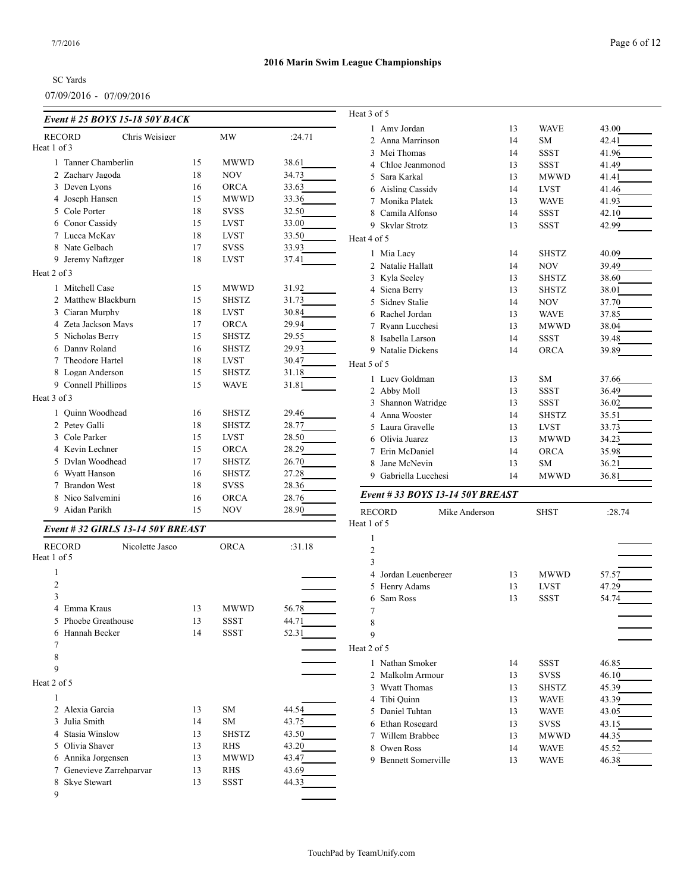# 2016 Marin Swim League Championships

SC Yards

07/09/2016 - 07/09/2016

## Event # 25 BOYS 15-18 50Y BACK

RECORD Chris Weisiger MW :24.71

**Heat 1 of 3**

| Lane | Name | Age | Team | Seed Time |
|---|---|---|---|---|
| 1 | Tanner Chamberlin | 15 | MWWD | 38.61 |
| 2 | Zachary Jagoda | 18 | NOV | 34.73 |
| 3 | Deven Lyons | 16 | ORCA | 33.63 |
| 4 | Joseph Hansen | 15 | MWWD | 33.36 |
| 5 | Cole Porter | 18 | SVSS | 32.50 |
| 6 | Conor Cassidy | 15 | LVST | 33.00 |
| 7 | Lucca McKay | 18 | LVST | 33.50 |
| 8 | Nate Gelbach | 17 | SVSS | 33.93 |
| 9 | Jeremy Naftzger | 18 | LVST | 37.41 |

**Heat 2 of 3**

| Lane | Name | Age | Team | Seed Time |
|---|---|---|---|---|
| 1 | Mitchell Case | 15 | MWWD | 31.92 |
| 2 | Matthew Blackburn | 15 | SHSTZ | 31.73 |
| 3 | Ciaran Murphy | 18 | LVST | 30.84 |
| 4 | Zeta Jackson Mays | 17 | ORCA | 29.94 |
| 5 | Nicholas Berry | 15 | SHSTZ | 29.55 |
| 6 | Danny Roland | 16 | SHSTZ | 29.93 |
| 7 | Theodore Hartel | 18 | LVST | 30.47 |
| 8 | Logan Anderson | 15 | SHSTZ | 31.18 |
| 9 | Connell Phillipps | 15 | WAVE | 31.81 |

**Heat 3 of 3**

| Lane | Name | Age | Team | Seed Time |
|---|---|---|---|---|
| 1 | Quinn Woodhead | 16 | SHSTZ | 29.46 |
| 2 | Petey Galli | 18 | SHSTZ | 28.77 |
| 3 | Cole Parker | 15 | LVST | 28.50 |
| 4 | Kevin Lechner | 15 | ORCA | 28.29 |
| 5 | Dylan Woodhead | 17 | SHSTZ | 26.70 |
| 6 | Wyatt Hanson | 16 | SHSTZ | 27.28 |
| 7 | Brandon West | 18 | SVSS | 28.36 |
| 8 | Nico Salvemini | 16 | ORCA | 28.76 |
| 9 | Aidan Parikh | 15 | NOV | 28.90 |

## Event # 32 GIRLS 13-14 50Y BREAST

RECORD Nicolette Jasco ORCA :31.18

**Heat 1 of 5**

| Lane | Name | Age | Team | Seed Time |
|---|---|---|---|---|
| 1 | | | | |
| 2 | | | | |
| 3 | | | | |
| 4 | Emma Kraus | 13 | MWWD | 56.78 |
| 5 | Phoebe Greathouse | 13 | SSST | 44.71 |
| 6 | Hannah Becker | 14 | SSST | 52.31 |
| 7 | | | | |
| 8 | | | | |
| 9 | | | | |

**Heat 2 of 5**

| Lane | Name | Age | Team | Seed Time |
|---|---|---|---|---|
| 1 | | | | |
| 2 | Alexia Garcia | 13 | SM | 44.54 |
| 3 | Julia Smith | 14 | SM | 43.75 |
| 4 | Stasia Winslow | 13 | SHSTZ | 43.50 |
| 5 | Olivia Shaver | 13 | RHS | 43.20 |
| 6 | Annika Jorgensen | 13 | MWWD | 43.47 |
| 7 | Genevieve Zarrehparvar | 13 | RHS | 43.69 |
| 8 | Skye Stewart | 13 | SSST | 44.33 |
| 9 | | | | |

**Heat 3 of 5**

| Lane | Name | Age | Team | Seed Time |
|---|---|---|---|---|
| 1 | Amy Jordan | 13 | WAVE | 43.00 |
| 2 | Anna Marrinson | 14 | SM | 42.41 |
| 3 | Mei Thomas | 14 | SSST | 41.96 |
| 4 | Chloe Jeanmonod | 13 | SSST | 41.49 |
| 5 | Sara Karkal | 13 | MWWD | 41.41 |
| 6 | Aisling Cassidy | 14 | LVST | 41.46 |
| 7 | Monika Platek | 13 | WAVE | 41.93 |
| 8 | Camila Alfonso | 14 | SSST | 42.10 |
| 9 | Skylar Strotz | 13 | SSST | 42.99 |

**Heat 4 of 5**

| Lane | Name | Age | Team | Seed Time |
|---|---|---|---|---|
| 1 | Mia Lacy | 14 | SHSTZ | 40.09 |
| 2 | Natalie Hallatt | 14 | NOV | 39.49 |
| 3 | Kyla Seeley | 13 | SHSTZ | 38.60 |
| 4 | Siena Berry | 13 | SHSTZ | 38.01 |
| 5 | Sidney Stalie | 14 | NOV | 37.70 |
| 6 | Rachel Jordan | 13 | WAVE | 37.85 |
| 7 | Ryann Lucchesi | 13 | MWWD | 38.04 |
| 8 | Isabella Larson | 14 | SSST | 39.48 |
| 9 | Natalie Dickens | 14 | ORCA | 39.89 |

**Heat 5 of 5**

| Lane | Name | Age | Team | Seed Time |
|---|---|---|---|---|
| 1 | Lucy Goldman | 13 | SM | 37.66 |
| 2 | Abby Moll | 13 | SSST | 36.49 |
| 3 | Shannon Watridge | 13 | SSST | 36.02 |
| 4 | Anna Wooster | 14 | SHSTZ | 35.51 |
| 5 | Laura Gravelle | 13 | LVST | 33.73 |
| 6 | Olivia Juarez | 13 | MWWD | 34.23 |
| 7 | Erin McDaniel | 14 | ORCA | 35.98 |
| 8 | Jane McNevin | 13 | SM | 36.21 |
| 9 | Gabriella Lucchesi | 14 | MWWD | 36.81 |

## Event # 33 BOYS 13-14 50Y BREAST

RECORD Mike Anderson SHST :28.74

**Heat 1 of 5**

| Lane | Name | Age | Team | Seed Time |
|---|---|---|---|---|
| 1 | | | | |
| 2 | | | | |
| 3 | | | | |
| 4 | Jordan Leuenberger | 13 | MWWD | 57.57 |
| 5 | Henry Adams | 13 | LVST | 47.29 |
| 6 | Sam Ross | 13 | SSST | 54.74 |
| 7 | | | | |
| 8 | | | | |
| 9 | | | | |

**Heat 2 of 5**

| Lane | Name | Age | Team | Seed Time |
|---|---|---|---|---|
| 1 | Nathan Smoker | 14 | SSST | 46.85 |
| 2 | Malkolm Armour | 13 | SVSS | 46.10 |
| 3 | Wyatt Thomas | 13 | SHSTZ | 45.39 |
| 4 | Tibi Quinn | 13 | WAVE | 43.39 |
| 5 | Daniel Tuhtan | 13 | WAVE | 43.05 |
| 6 | Ethan Rosegard | 13 | SVSS | 43.15 |
| 7 | Willem Brabbee | 13 | MWWD | 44.35 |
| 8 | Owen Ross | 14 | WAVE | 45.52 |
| 9 | Bennett Somerville | 13 | WAVE | 46.38 |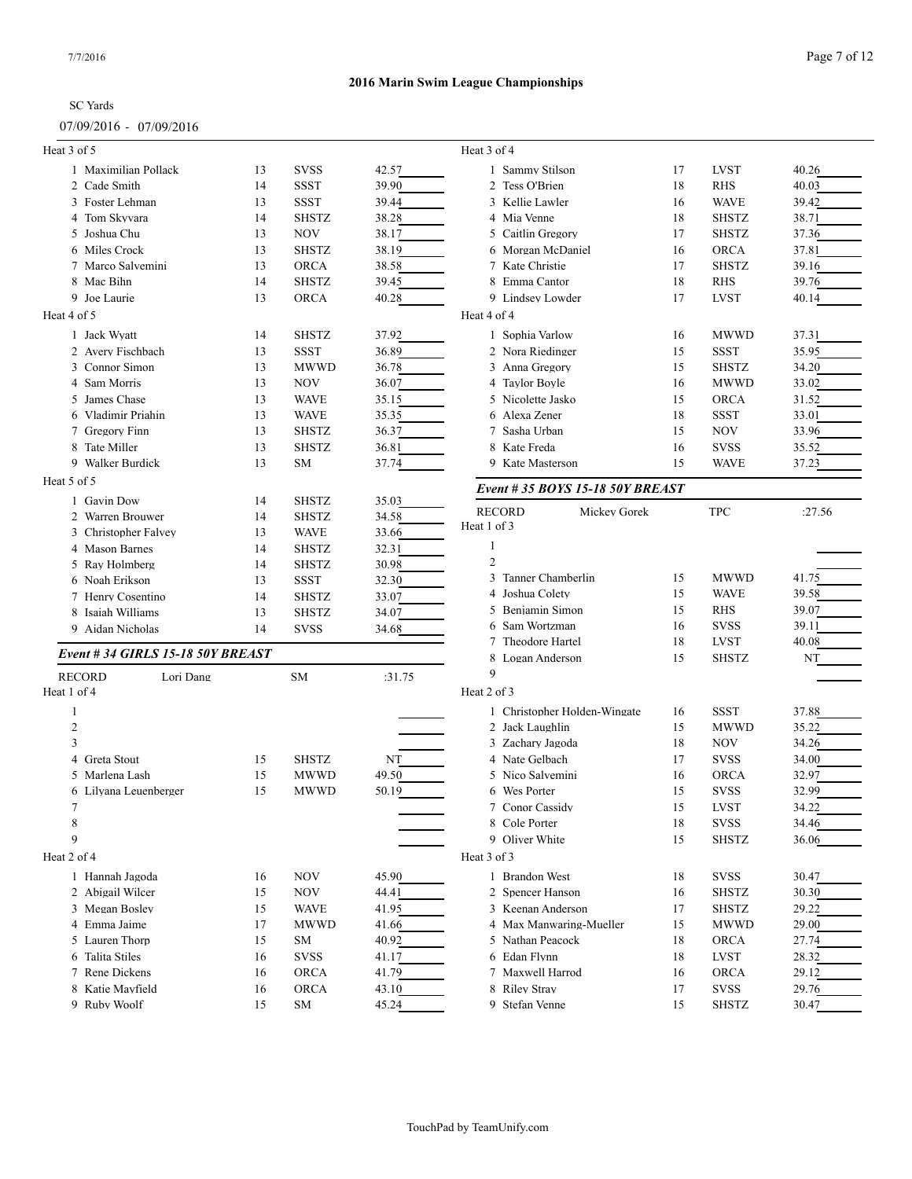## 2016 Marin Swim League Championships

SC Yards

07/09/2016 - 07/09/2016

Heat 3 of 5

| Lane | Name | Age | Team | Seed Time |
|---|---|---|---|---|
| 1 | Maximilian Pollack | 13 | SVSS | 42.57 |
| 2 | Cade Smith | 14 | SSST | 39.90 |
| 3 | Foster Lehman | 13 | SSST | 39.44 |
| 4 | Tom Skyvara | 14 | SHSTZ | 38.28 |
| 5 | Joshua Chu | 13 | NOV | 38.17 |
| 6 | Miles Crock | 13 | SHSTZ | 38.19 |
| 7 | Marco Salvemini | 13 | ORCA | 38.58 |
| 8 | Mac Bihn | 14 | SHSTZ | 39.45 |
| 9 | Joe Laurie | 13 | ORCA | 40.28 |

Heat 4 of 5

| Lane | Name | Age | Team | Seed Time |
|---|---|---|---|---|
| 1 | Jack Wyatt | 14 | SHSTZ | 37.92 |
| 2 | Avery Fischbach | 13 | SSST | 36.89 |
| 3 | Connor Simon | 13 | MWWD | 36.78 |
| 4 | Sam Morris | 13 | NOV | 36.07 |
| 5 | James Chase | 13 | WAVE | 35.15 |
| 6 | Vladimir Priahin | 13 | WAVE | 35.35 |
| 7 | Gregory Finn | 13 | SHSTZ | 36.37 |
| 8 | Tate Miller | 13 | SHSTZ | 36.81 |
| 9 | Walker Burdick | 13 | SM | 37.74 |

Heat 5 of 5

| Lane | Name | Age | Team | Seed Time |
|---|---|---|---|---|
| 1 | Gavin Dow | 14 | SHSTZ | 35.03 |
| 2 | Warren Brouwer | 14 | SHSTZ | 34.58 |
| 3 | Christopher Falvey | 13 | WAVE | 33.66 |
| 4 | Mason Barnes | 14 | SHSTZ | 32.31 |
| 5 | Ray Holmberg | 14 | SHSTZ | 30.98 |
| 6 | Noah Erikson | 13 | SSST | 32.30 |
| 7 | Henry Cosentino | 14 | SHSTZ | 33.07 |
| 8 | Isaiah Williams | 13 | SHSTZ | 34.07 |
| 9 | Aidan Nicholas | 14 | SVSS | 34.68 |

### *Event # 34 GIRLS 15-18 50Y BREAST*

RECORD Lori Dang SM :31.75

Heat 1 of 4

| Lane | Name | Age | Team | Seed Time |
|---|---|---|---|---|
| 1 | | | | |
| 2 | | | | |
| 3 | | | | |
| 4 | Greta Stout | 15 | SHSTZ | NT |
| 5 | Marlena Lash | 15 | MWWD | 49.50 |
| 6 | Lilyana Leuenberger | 15 | MWWD | 50.19 |
| 7 | | | | |
| 8 | | | | |
| 9 | | | | |

Heat 2 of 4

| Lane | Name | Age | Team | Seed Time |
|---|---|---|---|---|
| 1 | Hannah Jagoda | 16 | NOV | 45.90 |
| 2 | Abigail Wilcer | 15 | NOV | 44.41 |
| 3 | Megan Bosley | 15 | WAVE | 41.95 |
| 4 | Emma Jaime | 17 | MWWD | 41.66 |
| 5 | Lauren Thorp | 15 | SM | 40.92 |
| 6 | Talita Stiles | 16 | SVSS | 41.17 |
| 7 | Rene Dickens | 16 | ORCA | 41.79 |
| 8 | Katie Mayfield | 16 | ORCA | 43.10 |
| 9 | Ruby Woolf | 15 | SM | 45.24 |

Heat 3 of 4

| Lane | Name | Age | Team | Seed Time |
|---|---|---|---|---|
| 1 | Sammy Stilson | 17 | LVST | 40.26 |
| 2 | Tess O'Brien | 18 | RHS | 40.03 |
| 3 | Kellie Lawler | 16 | WAVE | 39.42 |
| 4 | Mia Venne | 18 | SHSTZ | 38.71 |
| 5 | Caitlin Gregory | 17 | SHSTZ | 37.36 |
| 6 | Morgan McDaniel | 16 | ORCA | 37.81 |
| 7 | Kate Christie | 17 | SHSTZ | 39.16 |
| 8 | Emma Cantor | 18 | RHS | 39.76 |
| 9 | Lindsey Lowder | 17 | LVST | 40.14 |

Heat 4 of 4

| Lane | Name | Age | Team | Seed Time |
|---|---|---|---|---|
| 1 | Sophia Varlow | 16 | MWWD | 37.31 |
| 2 | Nora Riedinger | 15 | SSST | 35.95 |
| 3 | Anna Gregory | 15 | SHSTZ | 34.20 |
| 4 | Taylor Boyle | 16 | MWWD | 33.02 |
| 5 | Nicolette Jasko | 15 | ORCA | 31.52 |
| 6 | Alexa Zener | 18 | SSST | 33.01 |
| 7 | Sasha Urban | 15 | NOV | 33.96 |
| 8 | Kate Freda | 16 | SVSS | 35.52 |
| 9 | Kate Masterson | 15 | WAVE | 37.23 |

### *Event # 35 BOYS 15-18 50Y BREAST*

RECORD Mickey Gorek TPC :27.56

Heat 1 of 3

| Lane | Name | Age | Team | Seed Time |
|---|---|---|---|---|
| 1 | | | | |
| 2 | | | | |
| 3 | Tanner Chamberlin | 15 | MWWD | 41.75 |
| 4 | Joshua Colety | 15 | WAVE | 39.58 |
| 5 | Benjamin Simon | 15 | RHS | 39.07 |
| 6 | Sam Wortzman | 16 | SVSS | 39.11 |
| 7 | Theodore Hartel | 18 | LVST | 40.08 |
| 8 | Logan Anderson | 15 | SHSTZ | NT |
| 9 | | | | |

Heat 2 of 3

| Lane | Name | Age | Team | Seed Time |
|---|---|---|---|---|
| 1 | Christopher Holden-Wingate | 16 | SSST | 37.88 |
| 2 | Jack Laughlin | 15 | MWWD | 35.22 |
| 3 | Zachary Jagoda | 18 | NOV | 34.26 |
| 4 | Nate Gelbach | 17 | SVSS | 34.00 |
| 5 | Nico Salvemini | 16 | ORCA | 32.97 |
| 6 | Wes Porter | 15 | SVSS | 32.99 |
| 7 | Conor Cassidy | 15 | LVST | 34.22 |
| 8 | Cole Porter | 18 | SVSS | 34.46 |
| 9 | Oliver White | 15 | SHSTZ | 36.06 |

Heat 3 of 3

| Lane | Name | Age | Team | Seed Time |
|---|---|---|---|---|
| 1 | Brandon West | 18 | SVSS | 30.47 |
| 2 | Spencer Hanson | 16 | SHSTZ | 30.30 |
| 3 | Keenan Anderson | 17 | SHSTZ | 29.22 |
| 4 | Max Manwaring-Mueller | 15 | MWWD | 29.00 |
| 5 | Nathan Peacock | 18 | ORCA | 27.74 |
| 6 | Edan Flynn | 18 | LVST | 28.32 |
| 7 | Maxwell Harrod | 16 | ORCA | 29.12 |
| 8 | Riley Stray | 17 | SVSS | 29.76 |
| 9 | Stefan Venne | 15 | SHSTZ | 30.47 |

TouchPad by TeamUnify.com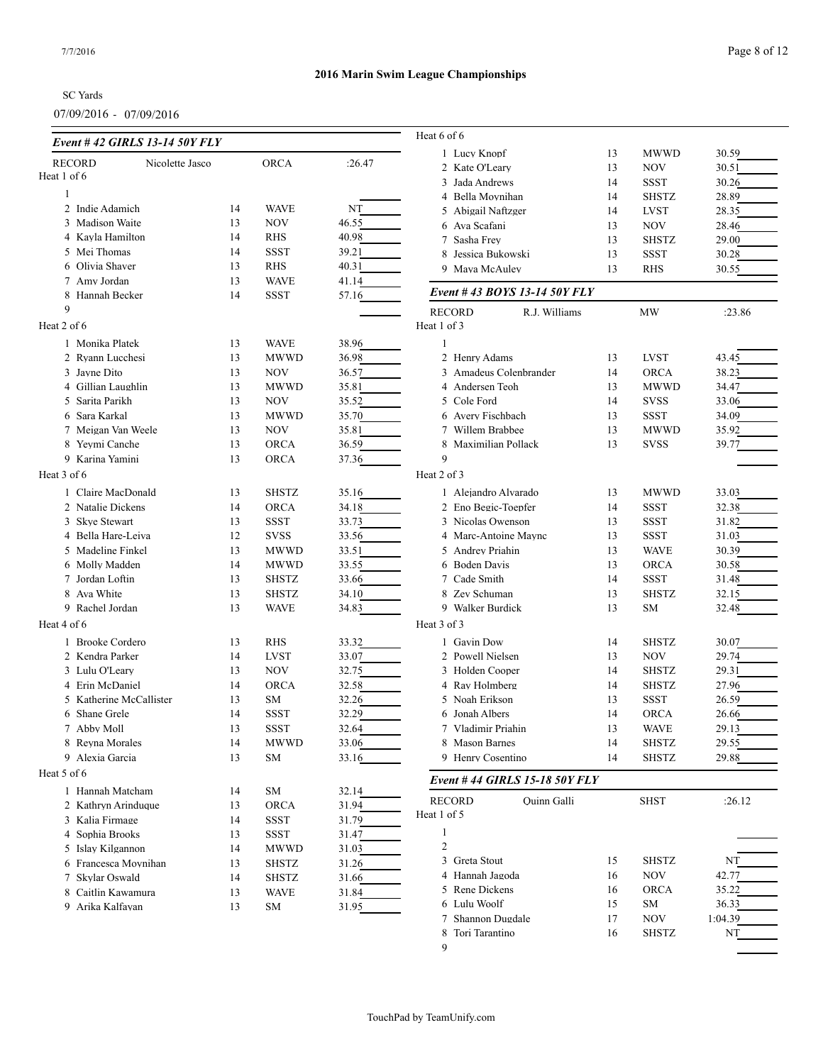## 2016 Marin Swim League Championships

SC Yards

07/09/2016 - 07/09/2016

### Event # 42 GIRLS 13-14 50Y FLY

RECORD Nicolette Jasco ORCA :26.47

**Heat 1 of 6**

| Lane | Name | Age | Team | Seed Time |
|---|---|---|---|---|
| 1 | | | | |
| 2 | Indie Adamich | 14 | WAVE | NT |
| 3 | Madison Waite | 13 | NOV | 46.55 |
| 4 | Kayla Hamilton | 14 | RHS | 40.98 |
| 5 | Mei Thomas | 14 | SSST | 39.21 |
| 6 | Olivia Shaver | 13 | RHS | 40.31 |
| 7 | Amy Jordan | 13 | WAVE | 41.14 |
| 8 | Hannah Becker | 14 | SSST | 57.16 |
| 9 | | | | |

**Heat 2 of 6**

| Lane | Name | Age | Team | Seed Time |
|---|---|---|---|---|
| 1 | Monika Platek | 13 | WAVE | 38.96 |
| 2 | Ryann Lucchesi | 13 | MWWD | 36.98 |
| 3 | Jayne Dito | 13 | NOV | 36.57 |
| 4 | Gillian Laughlin | 13 | MWWD | 35.81 |
| 5 | Sarita Parikh | 13 | NOV | 35.52 |
| 6 | Sara Karkal | 13 | MWWD | 35.70 |
| 7 | Meigan Van Weele | 13 | NOV | 35.81 |
| 8 | Yeymi Canche | 13 | ORCA | 36.59 |
| 9 | Karina Yamini | 13 | ORCA | 37.36 |

**Heat 3 of 6**

| Lane | Name | Age | Team | Seed Time |
|---|---|---|---|---|
| 1 | Claire MacDonald | 13 | SHSTZ | 35.16 |
| 2 | Natalie Dickens | 14 | ORCA | 34.18 |
| 3 | Skye Stewart | 13 | SSST | 33.73 |
| 4 | Bella Hare-Leiva | 12 | SVSS | 33.56 |
| 5 | Madeline Finkel | 13 | MWWD | 33.51 |
| 6 | Molly Madden | 14 | MWWD | 33.55 |
| 7 | Jordan Loftin | 13 | SHSTZ | 33.66 |
| 8 | Ava White | 13 | SHSTZ | 34.10 |
| 9 | Rachel Jordan | 13 | WAVE | 34.83 |

**Heat 4 of 6**

| Lane | Name | Age | Team | Seed Time |
|---|---|---|---|---|
| 1 | Brooke Cordero | 13 | RHS | 33.32 |
| 2 | Kendra Parker | 14 | LVST | 33.07 |
| 3 | Lulu O'Leary | 13 | NOV | 32.75 |
| 4 | Erin McDaniel | 14 | ORCA | 32.58 |
| 5 | Katherine McCallister | 13 | SM | 32.26 |
| 6 | Shane Grele | 14 | SSST | 32.29 |
| 7 | Abby Moll | 13 | SSST | 32.64 |
| 8 | Reyna Morales | 14 | MWWD | 33.06 |
| 9 | Alexia Garcia | 13 | SM | 33.16 |

**Heat 5 of 6**

| Lane | Name | Age | Team | Seed Time |
|---|---|---|---|---|
| 1 | Hannah Matcham | 14 | SM | 32.14 |
| 2 | Kathryn Arinduque | 13 | ORCA | 31.94 |
| 3 | Kalia Firmage | 14 | SSST | 31.79 |
| 4 | Sophia Brooks | 13 | SSST | 31.47 |
| 5 | Islay Kilgannon | 14 | MWWD | 31.03 |
| 6 | Francesca Moynihan | 13 | SHSTZ | 31.26 |
| 7 | Skylar Oswald | 14 | SHSTZ | 31.66 |
| 8 | Caitlin Kawamura | 13 | WAVE | 31.84 |
| 9 | Arika Kalfayan | 13 | SM | 31.95 |

**Heat 6 of 6**

| Lane | Name | Age | Team | Seed Time |
|---|---|---|---|---|
| 1 | Lucy Knopf | 13 | MWWD | 30.59 |
| 2 | Kate O'Leary | 13 | NOV | 30.51 |
| 3 | Jada Andrews | 14 | SSST | 30.26 |
| 4 | Bella Moynihan | 14 | SHSTZ | 28.89 |
| 5 | Abigail Naftzger | 14 | LVST | 28.35 |
| 6 | Ava Scafani | 13 | NOV | 28.46 |
| 7 | Sasha Frey | 13 | SHSTZ | 29.00 |
| 8 | Jessica Bukowski | 13 | SSST | 30.28 |
| 9 | Maya McAuley | 13 | RHS | 30.55 |

### Event # 43 BOYS 13-14 50Y FLY

RECORD R.J. Williams MW :23.86

**Heat 1 of 3**

| Lane | Name | Age | Team | Seed Time |
|---|---|---|---|---|
| 1 | | | | |
| 2 | Henry Adams | 13 | LVST | 43.45 |
| 3 | Amadeus Colenbrander | 14 | ORCA | 38.23 |
| 4 | Andersen Teoh | 13 | MWWD | 34.47 |
| 5 | Cole Ford | 14 | SVSS | 33.06 |
| 6 | Avery Fischbach | 13 | SSST | 34.09 |
| 7 | Willem Brabbee | 13 | MWWD | 35.92 |
| 8 | Maximilian Pollack | 13 | SVSS | 39.77 |
| 9 | | | | |

**Heat 2 of 3**

| Lane | Name | Age | Team | Seed Time |
|---|---|---|---|---|
| 1 | Alejandro Alvarado | 13 | MWWD | 33.03 |
| 2 | Eno Begic-Toepfer | 14 | SSST | 32.38 |
| 3 | Nicolas Owenson | 13 | SSST | 31.82 |
| 4 | Marc-Antoine Maync | 13 | SSST | 31.03 |
| 5 | Andrey Priahin | 13 | WAVE | 30.39 |
| 6 | Boden Davis | 13 | ORCA | 30.58 |
| 7 | Cade Smith | 14 | SSST | 31.48 |
| 8 | Zev Schuman | 13 | SHSTZ | 32.15 |
| 9 | Walker Burdick | 13 | SM | 32.48 |

**Heat 3 of 3**

| Lane | Name | Age | Team | Seed Time |
|---|---|---|---|---|
| 1 | Gavin Dow | 14 | SHSTZ | 30.07 |
| 2 | Powell Nielsen | 13 | NOV | 29.74 |
| 3 | Holden Cooper | 14 | SHSTZ | 29.31 |
| 4 | Ray Holmberg | 14 | SHSTZ | 27.96 |
| 5 | Noah Erikson | 13 | SSST | 26.59 |
| 6 | Jonah Albers | 14 | ORCA | 26.66 |
| 7 | Vladimir Priahin | 13 | WAVE | 29.13 |
| 8 | Mason Barnes | 14 | SHSTZ | 29.55 |
| 9 | Henry Cosentino | 14 | SHSTZ | 29.88 |

### Event # 44 GIRLS 15-18 50Y FLY

RECORD Quinn Galli SHST :26.12

**Heat 1 of 5**

| Lane | Name | Age | Team | Seed Time |
|---|---|---|---|---|
| 1 | | | | |
| 2 | | | | |
| 3 | Greta Stout | 15 | SHSTZ | NT |
| 4 | Hannah Jagoda | 16 | NOV | 42.77 |
| 5 | Rene Dickens | 16 | ORCA | 35.22 |
| 6 | Lulu Woolf | 15 | SM | 36.33 |
| 7 | Shannon Dugdale | 17 | NOV | 1:04.39 |
| 8 | Tori Tarantino | 16 | SHSTZ | NT |
| 9 | | | | |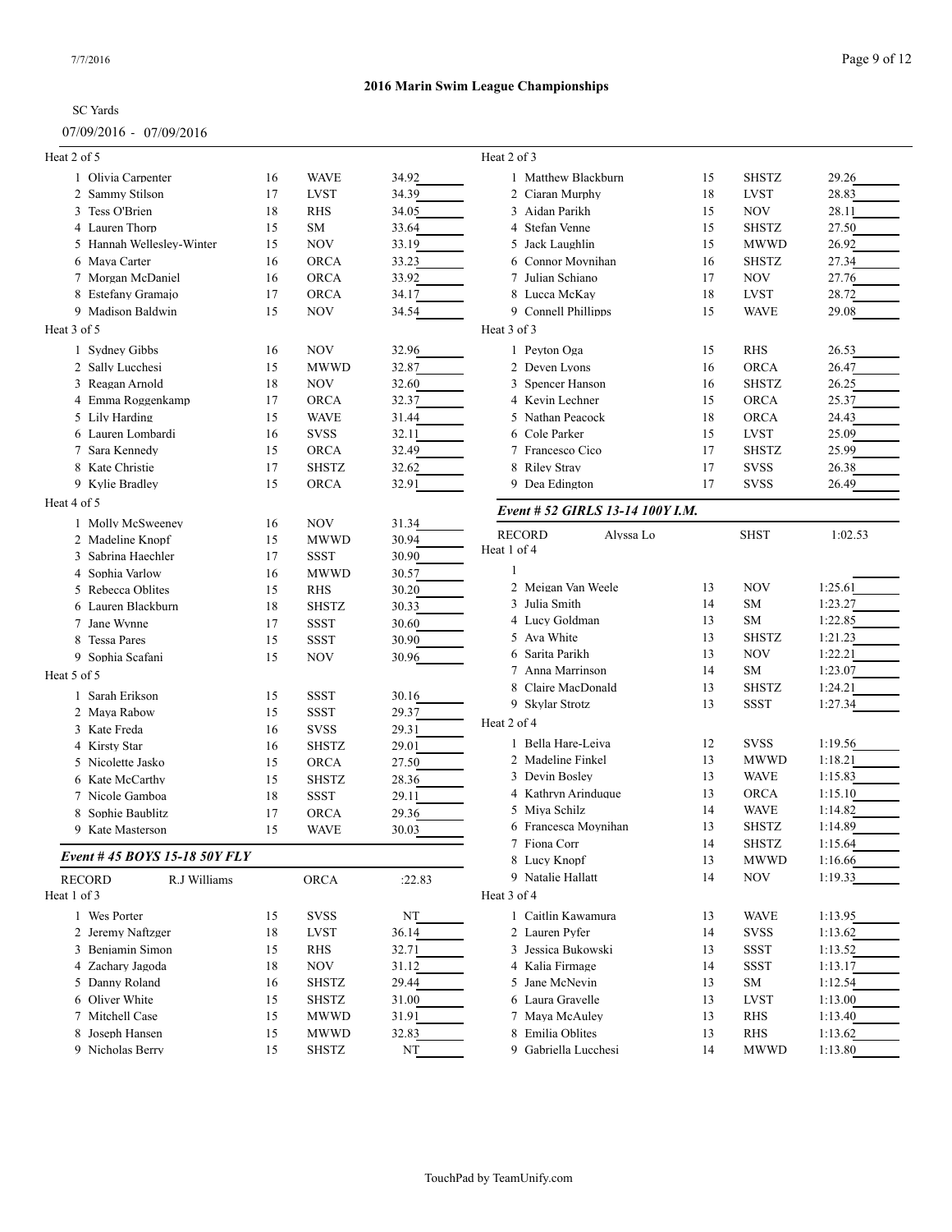## 2016 Marin Swim League Championships

SC Yards

07/09/2016 - 07/09/2016

Heat 2 of 5

| Lane | Name | Age | Team | Seed Time |
|---|---|---|---|---|
| 1 | Olivia Carpenter | 16 | WAVE | 34.92 |
| 2 | Sammy Stilson | 17 | LVST | 34.39 |
| 3 | Tess O'Brien | 18 | RHS | 34.05 |
| 4 | Lauren Thorp | 15 | SM | 33.64 |
| 5 | Hannah Wellesley-Winter | 15 | NOV | 33.19 |
| 6 | Maya Carter | 16 | ORCA | 33.23 |
| 7 | Morgan McDaniel | 16 | ORCA | 33.92 |
| 8 | Estefany Gramajo | 17 | ORCA | 34.17 |
| 9 | Madison Baldwin | 15 | NOV | 34.54 |

Heat 3 of 5

| Lane | Name | Age | Team | Seed Time |
|---|---|---|---|---|
| 1 | Sydney Gibbs | 16 | NOV | 32.96 |
| 2 | Sally Lucchesi | 15 | MWWD | 32.87 |
| 3 | Reagan Arnold | 18 | NOV | 32.60 |
| 4 | Emma Roggenkamp | 17 | ORCA | 32.37 |
| 5 | Lily Harding | 15 | WAVE | 31.44 |
| 6 | Lauren Lombardi | 16 | SVSS | 32.11 |
| 7 | Sara Kennedy | 15 | ORCA | 32.49 |
| 8 | Kate Christie | 17 | SHSTZ | 32.62 |
| 9 | Kylie Bradley | 15 | ORCA | 32.91 |

Heat 4 of 5

| Lane | Name | Age | Team | Seed Time |
|---|---|---|---|---|
| 1 | Molly McSweeney | 16 | NOV | 31.34 |
| 2 | Madeline Knopf | 15 | MWWD | 30.94 |
| 3 | Sabrina Haechler | 17 | SSST | 30.90 |
| 4 | Sophia Varlow | 16 | MWWD | 30.57 |
| 5 | Rebecca Oblites | 15 | RHS | 30.20 |
| 6 | Lauren Blackburn | 18 | SHSTZ | 30.33 |
| 7 | Jane Wynne | 17 | SSST | 30.60 |
| 8 | Tessa Pares | 15 | SSST | 30.90 |
| 9 | Sophia Scafani | 15 | NOV | 30.96 |

Heat 5 of 5

| Lane | Name | Age | Team | Seed Time |
|---|---|---|---|---|
| 1 | Sarah Erikson | 15 | SSST | 30.16 |
| 2 | Maya Rabow | 15 | SSST | 29.37 |
| 3 | Kate Freda | 16 | SVSS | 29.31 |
| 4 | Kirsty Star | 16 | SHSTZ | 29.01 |
| 5 | Nicolette Jasko | 15 | ORCA | 27.50 |
| 6 | Kate McCarthy | 15 | SHSTZ | 28.36 |
| 7 | Nicole Gamboa | 18 | SSST | 29.11 |
| 8 | Sophie Baublitz | 17 | ORCA | 29.36 |
| 9 | Kate Masterson | 15 | WAVE | 30.03 |

### *Event # 45 BOYS 15-18 50Y FLY*

RECORD R.J Williams ORCA :22.83

Heat 1 of 3

| Lane | Name | Age | Team | Seed Time |
|---|---|---|---|---|
| 1 | Wes Porter | 15 | SVSS | NT |
| 2 | Jeremy Naftzger | 18 | LVST | 36.14 |
| 3 | Benjamin Simon | 15 | RHS | 32.71 |
| 4 | Zachary Jagoda | 18 | NOV | 31.12 |
| 5 | Danny Roland | 16 | SHSTZ | 29.44 |
| 6 | Oliver White | 15 | SHSTZ | 31.00 |
| 7 | Mitchell Case | 15 | MWWD | 31.91 |
| 8 | Joseph Hansen | 15 | MWWD | 32.83 |
| 9 | Nicholas Berry | 15 | SHSTZ | NT |

Heat 2 of 3

| Lane | Name | Age | Team | Seed Time |
|---|---|---|---|---|
| 1 | Matthew Blackburn | 15 | SHSTZ | 29.26 |
| 2 | Ciaran Murphy | 18 | LVST | 28.83 |
| 3 | Aidan Parikh | 15 | NOV | 28.11 |
| 4 | Stefan Venne | 15 | SHSTZ | 27.50 |
| 5 | Jack Laughlin | 15 | MWWD | 26.92 |
| 6 | Connor Moynihan | 16 | SHSTZ | 27.34 |
| 7 | Julian Schiano | 17 | NOV | 27.76 |
| 8 | Lucca McKay | 18 | LVST | 28.72 |
| 9 | Connell Phillipps | 15 | WAVE | 29.08 |

Heat 3 of 3

| Lane | Name | Age | Team | Seed Time |
|---|---|---|---|---|
| 1 | Peyton Oga | 15 | RHS | 26.53 |
| 2 | Deven Lyons | 16 | ORCA | 26.47 |
| 3 | Spencer Hanson | 16 | SHSTZ | 26.25 |
| 4 | Kevin Lechner | 15 | ORCA | 25.37 |
| 5 | Nathan Peacock | 18 | ORCA | 24.43 |
| 6 | Cole Parker | 15 | LVST | 25.09 |
| 7 | Francesco Cico | 17 | SHSTZ | 25.99 |
| 8 | Riley Stray | 17 | SVSS | 26.38 |
| 9 | Dea Edington | 17 | SVSS | 26.49 |

### *Event # 52 GIRLS 13-14 100Y I.M.*

RECORD Alyssa Lo SHST 1:02.53

Heat 1 of 4

| Lane | Name | Age | Team | Seed Time |
|---|---|---|---|---|
| 1 | | | | |
| 2 | Meigan Van Weele | 13 | NOV | 1:25.61 |
| 3 | Julia Smith | 14 | SM | 1:23.27 |
| 4 | Lucy Goldman | 13 | SM | 1:22.85 |
| 5 | Ava White | 13 | SHSTZ | 1:21.23 |
| 6 | Sarita Parikh | 13 | NOV | 1:22.21 |
| 7 | Anna Marrinson | 14 | SM | 1:23.07 |
| 8 | Claire MacDonald | 13 | SHSTZ | 1:24.21 |
| 9 | Skylar Strotz | 13 | SSST | 1:27.34 |

Heat 2 of 4

| Lane | Name | Age | Team | Seed Time |
|---|---|---|---|---|
| 1 | Bella Hare-Leiva | 12 | SVSS | 1:19.56 |
| 2 | Madeline Finkel | 13 | MWWD | 1:18.21 |
| 3 | Devin Bosley | 13 | WAVE | 1:15.83 |
| 4 | Kathryn Arinduque | 13 | ORCA | 1:15.10 |
| 5 | Miya Schilz | 14 | WAVE | 1:14.82 |
| 6 | Francesca Moynihan | 13 | SHSTZ | 1:14.89 |
| 7 | Fiona Corr | 14 | SHSTZ | 1:15.64 |
| 8 | Lucy Knopf | 13 | MWWD | 1:16.66 |
| 9 | Natalie Hallatt | 14 | NOV | 1:19.33 |

Heat 3 of 4

| Lane | Name | Age | Team | Seed Time |
|---|---|---|---|---|
| 1 | Caitlin Kawamura | 13 | WAVE | 1:13.95 |
| 2 | Lauren Pyfer | 14 | SVSS | 1:13.62 |
| 3 | Jessica Bukowski | 13 | SSST | 1:13.52 |
| 4 | Kalia Firmage | 14 | SSST | 1:13.17 |
| 5 | Jane McNevin | 13 | SM | 1:12.54 |
| 6 | Laura Gravelle | 13 | LVST | 1:13.00 |
| 7 | Maya McAuley | 13 | RHS | 1:13.40 |
| 8 | Emilia Oblites | 13 | RHS | 1:13.62 |
| 9 | Gabriella Lucchesi | 14 | MWWD | 1:13.80 |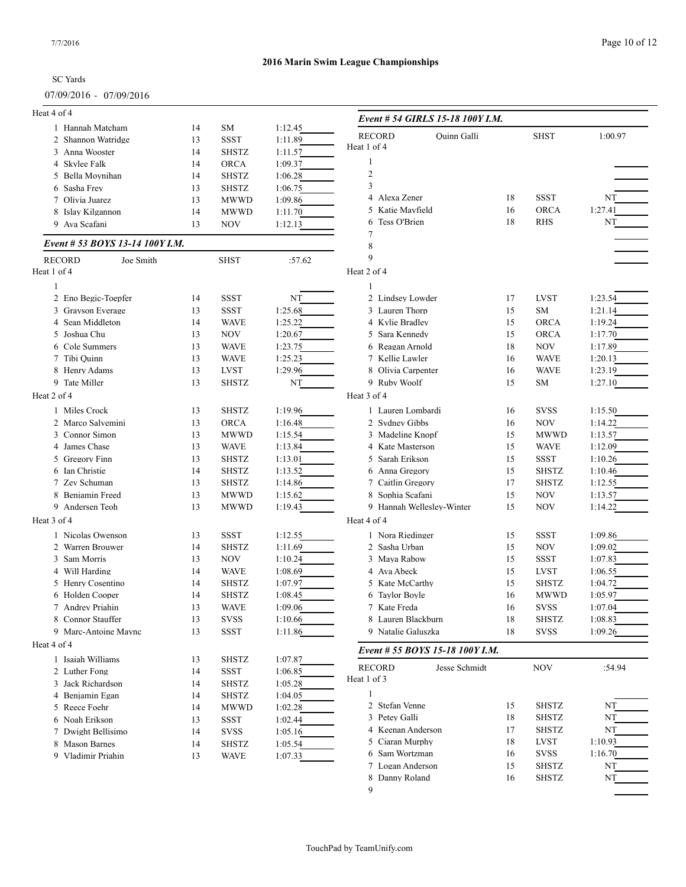## 2016 Marin Swim League Championships

SC Yards

07/09/2016 - 07/09/2016

Heat 4 of 4

| Lane | Name | Age | Team | Seed Time |
|---|---|---|---|---|
| 1 | Hannah Matcham | 14 | SM | 1:12.45 |
| 2 | Shannon Watridge | 13 | SSST | 1:11.89 |
| 3 | Anna Wooster | 14 | SHSTZ | 1:11.57 |
| 4 | Skylee Falk | 14 | ORCA | 1:09.37 |
| 5 | Bella Moynihan | 14 | SHSTZ | 1:06.28 |
| 6 | Sasha Frey | 13 | SHSTZ | 1:06.75 |
| 7 | Olivia Juarez | 13 | MWWD | 1:09.86 |
| 8 | Islay Kilgannon | 14 | MWWD | 1:11.70 |
| 9 | Ava Scafani | 13 | NOV | 1:12.13 |

### *Event # 53 BOYS 13-14 100Y I.M.*

RECORD Joe Smith SHST :57.62

Heat 1 of 4

| Lane | Name | Age | Team | Seed Time |
|---|---|---|---|---|
| 1 | | | | |
| 2 | Eno Begic-Toepfer | 14 | SSST | NT |
| 3 | Grayson Everage | 13 | SSST | 1:25.68 |
| 4 | Sean Middleton | 14 | WAVE | 1:25.22 |
| 5 | Joshua Chu | 13 | NOV | 1:20.67 |
| 6 | Cole Summers | 13 | WAVE | 1:23.75 |
| 7 | Tibi Quinn | 13 | WAVE | 1:25.23 |
| 8 | Henry Adams | 13 | LVST | 1:29.96 |
| 9 | Tate Miller | 13 | SHSTZ | NT |

Heat 2 of 4

| Lane | Name | Age | Team | Seed Time |
|---|---|---|---|---|
| 1 | Miles Crock | 13 | SHSTZ | 1:19.96 |
| 2 | Marco Salvemini | 13 | ORCA | 1:16.48 |
| 3 | Connor Simon | 13 | MWWD | 1:15.54 |
| 4 | James Chase | 13 | WAVE | 1:13.84 |
| 5 | Gregory Finn | 13 | SHSTZ | 1:13.01 |
| 6 | Ian Christie | 14 | SHSTZ | 1:13.52 |
| 7 | Zev Schuman | 13 | SHSTZ | 1:14.86 |
| 8 | Benjamin Freed | 13 | MWWD | 1:15.62 |
| 9 | Andersen Teoh | 13 | MWWD | 1:19.43 |

Heat 3 of 4

| Lane | Name | Age | Team | Seed Time |
|---|---|---|---|---|
| 1 | Nicolas Owenson | 13 | SSST | 1:12.55 |
| 2 | Warren Brouwer | 14 | SHSTZ | 1:11.69 |
| 3 | Sam Morris | 13 | NOV | 1:10.24 |
| 4 | Will Harding | 14 | WAVE | 1:08.69 |
| 5 | Henry Cosentino | 14 | SHSTZ | 1:07.97 |
| 6 | Holden Cooper | 14 | SHSTZ | 1:08.45 |
| 7 | Andrey Priahin | 13 | WAVE | 1:09.06 |
| 8 | Connor Stauffer | 13 | SVSS | 1:10.66 |
| 9 | Marc-Antoine Mayne | 13 | SSST | 1:11.86 |

Heat 4 of 4

| Lane | Name | Age | Team | Seed Time |
|---|---|---|---|---|
| 1 | Isaiah Williams | 13 | SHSTZ | 1:07.87 |
| 2 | Luther Fong | 14 | SSST | 1:06.85 |
| 3 | Jack Richardson | 14 | SHSTZ | 1:05.28 |
| 4 | Benjamin Egan | 14 | SHSTZ | 1:04.05 |
| 5 | Reece Foehr | 14 | MWWD | 1:02.28 |
| 6 | Noah Erikson | 13 | SSST | 1:02.44 |
| 7 | Dwight Bellisimo | 14 | SVSS | 1:05.16 |
| 8 | Mason Barnes | 14 | SHSTZ | 1:05.54 |
| 9 | Vladimir Priahin | 13 | WAVE | 1:07.33 |

### *Event # 54 GIRLS 15-18 100Y I.M.*

RECORD Quinn Galli SHST 1:00.97

Heat 1 of 4

| Lane | Name | Age | Team | Seed Time |
|---|---|---|---|---|
| 1 | | | | |
| 2 | | | | |
| 3 | | | | |
| 4 | Alexa Zener | 18 | SSST | NT |
| 5 | Katie Mayfield | 16 | ORCA | 1:27.41 |
| 6 | Tess O'Brien | 18 | RHS | NT |
| 7 | | | | |
| 8 | | | | |
| 9 | | | | |

Heat 2 of 4

| Lane | Name | Age | Team | Seed Time |
|---|---|---|---|---|
| 1 | | | | |
| 2 | Lindsey Lowder | 17 | LVST | 1:23.54 |
| 3 | Lauren Thorp | 15 | SM | 1:21.14 |
| 4 | Kylie Bradley | 15 | ORCA | 1:19.24 |
| 5 | Sara Kennedy | 15 | ORCA | 1:17.70 |
| 6 | Reagan Arnold | 18 | NOV | 1:17.89 |
| 7 | Kellie Lawler | 16 | WAVE | 1:20.13 |
| 8 | Olivia Carpenter | 16 | WAVE | 1:23.19 |
| 9 | Ruby Woolf | 15 | SM | 1:27.10 |

Heat 3 of 4

| Lane | Name | Age | Team | Seed Time |
|---|---|---|---|---|
| 1 | Lauren Lombardi | 16 | SVSS | 1:15.50 |
| 2 | Sydney Gibbs | 16 | NOV | 1:14.22 |
| 3 | Madeline Knopf | 15 | MWWD | 1:13.57 |
| 4 | Kate Masterson | 15 | WAVE | 1:12.09 |
| 5 | Sarah Erikson | 15 | SSST | 1:10.26 |
| 6 | Anna Gregory | 15 | SHSTZ | 1:10.46 |
| 7 | Caitlin Gregory | 17 | SHSTZ | 1:12.55 |
| 8 | Sophia Scafani | 15 | NOV | 1:13.57 |
| 9 | Hannah Wellesley-Winter | 15 | NOV | 1:14.22 |

Heat 4 of 4

| Lane | Name | Age | Team | Seed Time |
|---|---|---|---|---|
| 1 | Nora Riedinger | 15 | SSST | 1:09.86 |
| 2 | Sasha Urban | 15 | NOV | 1:09.02 |
| 3 | Maya Rabow | 15 | SSST | 1:07.83 |
| 4 | Ava Abeck | 15 | LVST | 1:06.55 |
| 5 | Kate McCarthy | 15 | SHSTZ | 1:04.72 |
| 6 | Taylor Boyle | 16 | MWWD | 1:05.97 |
| 7 | Kate Freda | 16 | SVSS | 1:07.04 |
| 8 | Lauren Blackburn | 18 | SHSTZ | 1:08.83 |
| 9 | Natalie Galuszka | 18 | SVSS | 1:09.26 |

### *Event # 55 BOYS 15-18 100Y I.M.*

RECORD Jesse Schmidt NOV :54.94

Heat 1 of 3

| Lane | Name | Age | Team | Seed Time |
|---|---|---|---|---|
| 1 | | | | |
| 2 | Stefan Venne | 15 | SHSTZ | NT |
| 3 | Petey Galli | 18 | SHSTZ | NT |
| 4 | Keenan Anderson | 17 | SHSTZ | NT |
| 5 | Ciaran Murphy | 18 | LVST | 1:10.93 |
| 6 | Sam Wortzman | 16 | SVSS | 1:16.70 |
| 7 | Logan Anderson | 15 | SHSTZ | NT |
| 8 | Danny Roland | 16 | SHSTZ | NT |
| 9 | | | | |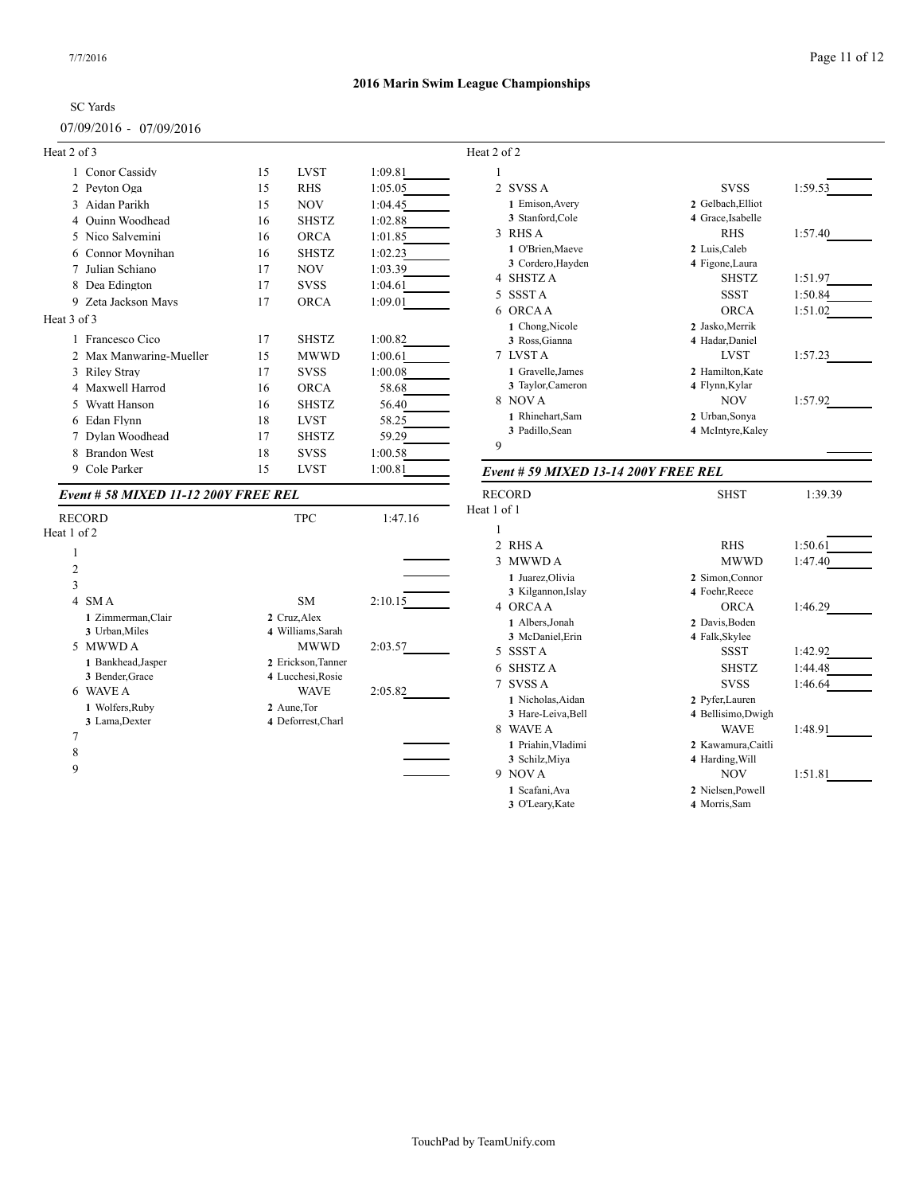2016 Marin Swim League Championships

SC Yards

07/09/2016 - 07/09/2016

Heat 2 of 3

| Lane | Name | Age | Team | Seed Time |
|---|---|---|---|---|
| 1 | Conor Cassidy | 15 | LVST | 1:09.81 |
| 2 | Peyton Oga | 15 | RHS | 1:05.05 |
| 3 | Aidan Parikh | 15 | NOV | 1:04.45 |
| 4 | Quinn Woodhead | 16 | SHSTZ | 1:02.88 |
| 5 | Nico Salvemini | 16 | ORCA | 1:01.85 |
| 6 | Connor Moynihan | 16 | SHSTZ | 1:02.23 |
| 7 | Julian Schiano | 17 | NOV | 1:03.39 |
| 8 | Dea Edington | 17 | SVSS | 1:04.61 |
| 9 | Zeta Jackson Mays | 17 | ORCA | 1:09.01 |

Heat 3 of 3

| Lane | Name | Age | Team | Seed Time |
|---|---|---|---|---|
| 1 | Francesco Cico | 17 | SHSTZ | 1:00.82 |
| 2 | Max Manwaring-Mueller | 15 | MWWD | 1:00.61 |
| 3 | Riley Stray | 17 | SVSS | 1:00.08 |
| 4 | Maxwell Harrod | 16 | ORCA | 58.68 |
| 5 | Wyatt Hanson | 16 | SHSTZ | 56.40 |
| 6 | Edan Flynn | 18 | LVST | 58.25 |
| 7 | Dylan Woodhead | 17 | SHSTZ | 59.29 |
| 8 | Brandon West | 18 | SVSS | 1:00.58 |
| 9 | Cole Parker | 15 | LVST | 1:00.81 |

### *Event # 58 MIXED 11-12 200Y FREE REL*

RECORD — TPC — 1:47.16

Heat 1 of 2

| Lane | Team | Relay | Seed Time |
|---|---|---|---|
| 1 | | | |
| 2 | | | |
| 3 | | | |
| 4 | SM A | SM | 2:10.15 |
| | 1 Zimmerman,Clair 2 Cruz,Alex 3 Urban,Miles 4 Williams,Sarah | | |
| 5 | MWWD A | MWWD | 2:03.57 |
| | 1 Bankhead,Jasper 2 Erickson,Tanner 3 Bender,Grace 4 Lucchesi,Rosie | | |
| 6 | WAVE A | WAVE | 2:05.82 |
| | 1 Wolfers,Ruby 2 Aune,Tor 3 Lama,Dexter 4 Deforrest,Charl | | |
| 7 | | | |
| 8 | | | |
| 9 | | | |

Heat 2 of 2

| Lane | Team | Relay | Seed Time |
|---|---|---|---|
| 1 | | | |
| 2 | SVSS A | SVSS | 1:59.53 |
| | 1 Emison,Avery 2 Gelbach,Elliot 3 Stanford,Cole 4 Grace,Isabelle | | |
| 3 | RHS A | RHS | 1:57.40 |
| | 1 O'Brien,Maeve 2 Luis,Caleb 3 Cordero,Hayden 4 Figone,Laura | | |
| 4 | SHSTZ A | SHSTZ | 1:51.97 |
| 5 | SSST A | SSST | 1:50.84 |
| 6 | ORCA A | ORCA | 1:51.02 |
| | 1 Chong,Nicole 2 Jasko,Merrik 3 Ross,Gianna 4 Hadar,Daniel | | |
| 7 | LVST A | LVST | 1:57.23 |
| | 1 Gravelle,James 2 Hamilton,Kate 3 Taylor,Cameron 4 Flynn,Kylar | | |
| 8 | NOV A | NOV | 1:57.92 |
| | 1 Rhinehart,Sam 2 Urban,Sonya 3 Padillo,Sean 4 McIntyre,Kaley | | |
| 9 | | | |

### *Event # 59 MIXED 13-14 200Y FREE REL*

RECORD — SHST — 1:39.39

Heat 1 of 1

| Lane | Team | Relay | Seed Time |
|---|---|---|---|
| 1 | | | |
| 2 | RHS A | RHS | 1:50.61 |
| 3 | MWWD A | MWWD | 1:47.40 |
| | 1 Juarez,Olivia 2 Simon,Connor 3 Kilgannon,Islay 4 Foehr,Reece | | |
| 4 | ORCA A | ORCA | 1:46.29 |
| | 1 Albers,Jonah 2 Davis,Boden 3 McDaniel,Erin 4 Falk,Skylee | | |
| 5 | SSST A | SSST | 1:42.92 |
| 6 | SHSTZ A | SHSTZ | 1:44.48 |
| 7 | SVSS A | SVSS | 1:46.64 |
| | 1 Nicholas,Aidan 2 Pyfer,Lauren 3 Hare-Leiva,Bell 4 Bellisimo,Dwigh | | |
| 8 | WAVE A | WAVE | 1:48.91 |
| | 1 Priahin,Vladimi 2 Kawamura,Caitli 3 Schilz,Miya 4 Harding,Will | | |
| 9 | NOV A | NOV | 1:51.81 |
| | 1 Scafani,Ava 2 Nielsen,Powell 3 O'Leary,Kate 4 Morris,Sam | | |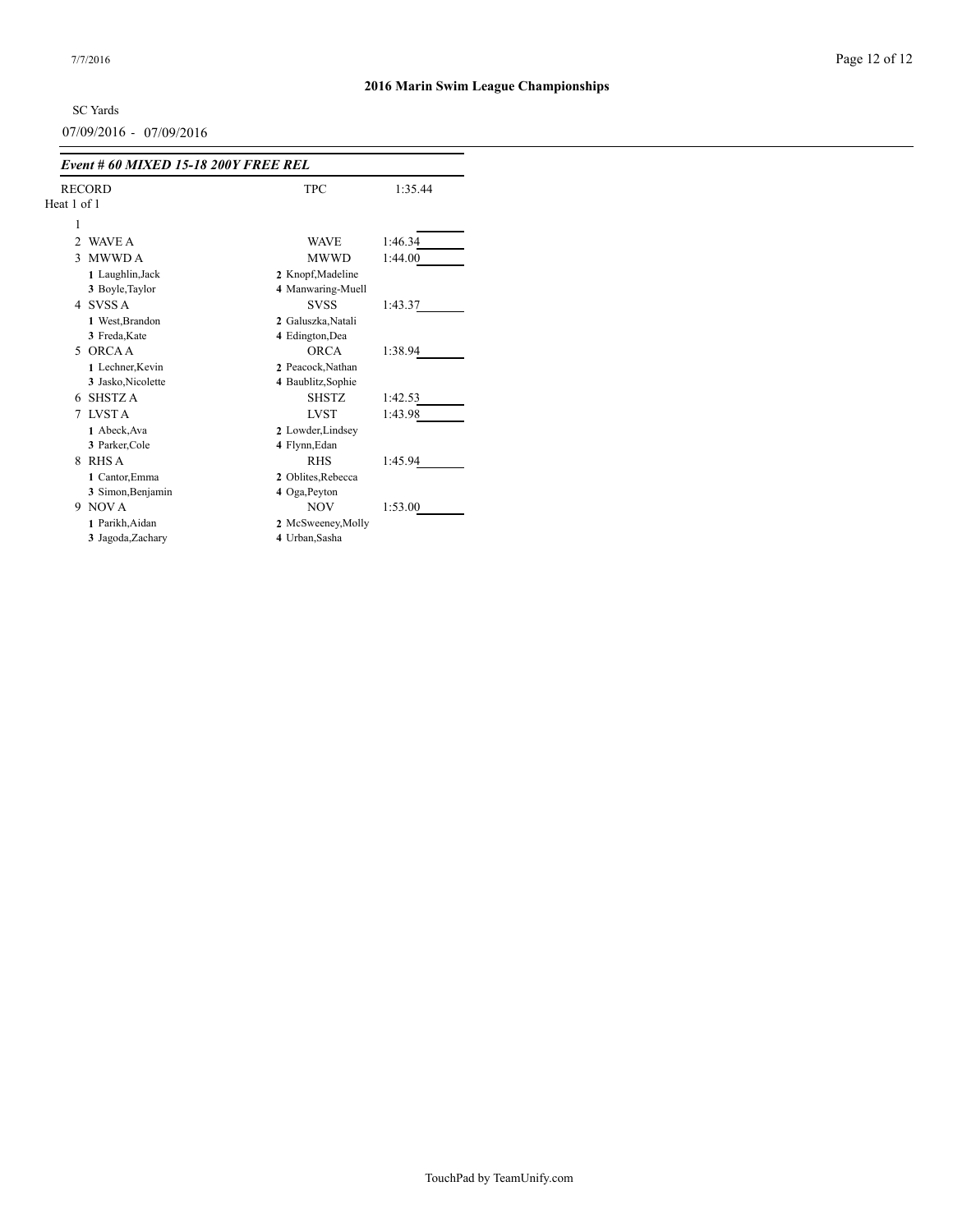# 2016 Marin Swim League Championships

SC Yards

07/09/2016 - 07/09/2016

***Event # 60 MIXED 15-18 200Y FREE REL***

| | | |
|---|---|---|
| RECORD | TPC | 1:35.44 |

Heat 1 of 1

| Lane | Team | | Seed Time |
|---|---|---|---|
| 1 | | | |
| 2 | WAVE A | WAVE | 1:46.34 |
| 3 | MWWD A | MWWD | 1:44.00 |
| | 1 Laughlin,Jack | 2 Knopf,Madeline | |
| | 3 Boyle,Taylor | 4 Manwaring-Muell | |
| 4 | SVSS A | SVSS | 1:43.37 |
| | 1 West,Brandon | 2 Galuszka,Natali | |
| | 3 Freda,Kate | 4 Edington,Dea | |
| 5 | ORCA A | ORCA | 1:38.94 |
| | 1 Lechner,Kevin | 2 Peacock,Nathan | |
| | 3 Jasko,Nicolette | 4 Baublitz,Sophie | |
| 6 | SHSTZ A | SHSTZ | 1:42.53 |
| 7 | LVST A | LVST | 1:43.98 |
| | 1 Abeck,Ava | 2 Lowder,Lindsey | |
| | 3 Parker,Cole | 4 Flynn,Edan | |
| 8 | RHS A | RHS | 1:45.94 |
| | 1 Cantor,Emma | 2 Oblites,Rebecca | |
| | 3 Simon,Benjamin | 4 Oga,Peyton | |
| 9 | NOV A | NOV | 1:53.00 |
| | 1 Parikh,Aidan | 2 McSweeney,Molly | |
| | 3 Jagoda,Zachary | 4 Urban,Sasha | |